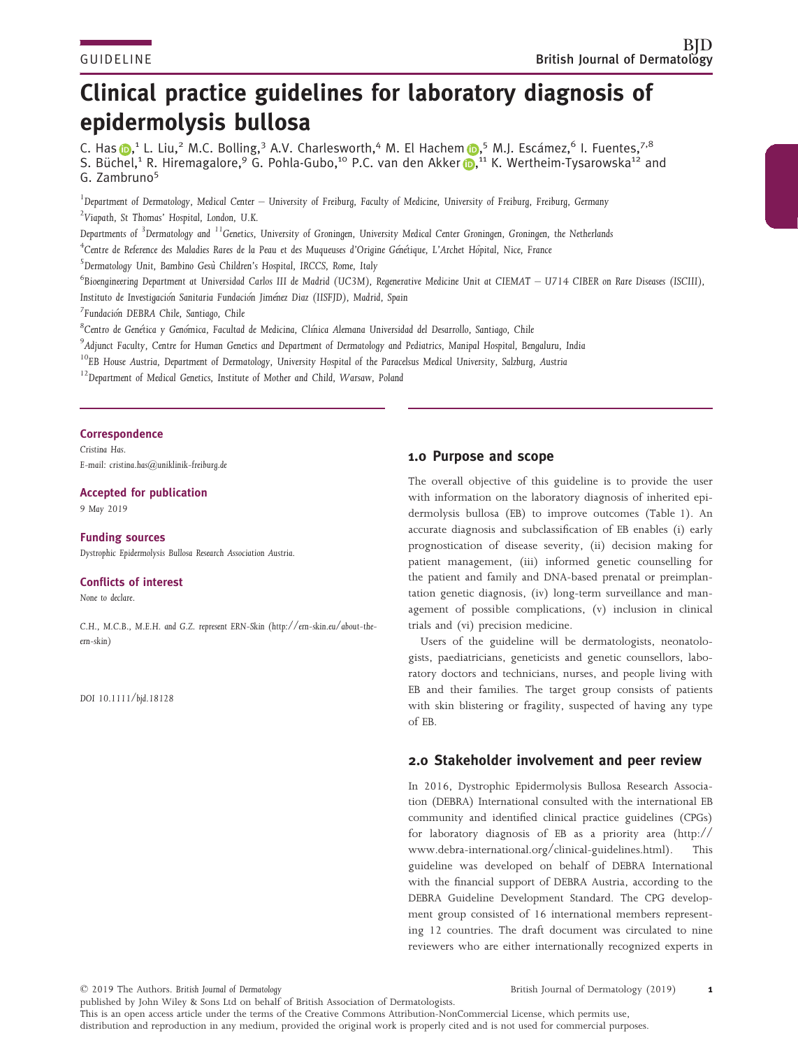GUIDELINE

# Clinical practice guidelines for laboratory diagnosis of epidermolysis bullosa

C. Has,[1] L. Liu,[2] M.C. Bolling,[3] A.V. Charlesworth,[4] M. El Hachem,[5] M.J. Escámez,[6] I. Fuentes,[7,8] S. Büchel,[1] R. Hiremagalore,[9] G. Pohla-Gubo,[10] P.C. van den Akker,[11] K. Wertheim-Tysarowska[12] and G. Zambruno[5]

[1]Department of Dermatology, Medical Center – University of Freiburg, Faculty of Medicine, University of Freiburg, Freiburg, Germany

[2]Viapath, St Thomas' Hospital, London, U.K.

Departments of [3]Dermatology and [11]Genetics, University of Groningen, University Medical Center Groningen, Groningen, the Netherlands

[4]Centre de Reference des Maladies Rares de la Peau et des Muqueuses d'Origine Génétique, L'Archet Hópital, Nice, France

[5]Dermatology Unit, Bambino Gesù Children's Hospital, IRCCS, Rome, Italy

[6]Bioengineering Department at Universidad Carlos III de Madrid (UC3M), Regenerative Medicine Unit at CIEMAT – U714 CIBER on Rare Diseases (ISCIII), Instituto de Investigación Sanitaria Fundación Jiménez Diaz (IISFJD), Madrid, Spain

[7]Fundación DEBRA Chile, Santiago, Chile

[8]Centro de Genética y Genómica, Facultad de Medicina, Clínica Alemana Universidad del Desarrollo, Santiago, Chile

[9]Adjunct Faculty, Centre for Human Genetics and Department of Dermatology and Pediatrics, Manipal Hospital, Bengaluru, India

[10]EB House Austria, Department of Dermatology, University Hospital of the Paracelsus Medical University, Salzburg, Austria

[12]Department of Medical Genetics, Institute of Mother and Child, Warsaw, Poland

**Correspondence**
Cristina Has.
E-mail: cristina.has@uniklinik-freiburg.de

**Accepted for publication**
9 May 2019

**Funding sources**
Dystrophic Epidermolysis Bullosa Research Association Austria.

**Conflicts of interest**
None to declare.

C.H., M.C.B., M.E.H. and G.Z. represent ERN-Skin (http://ern-skin.eu/about-the-ern-skin)

DOI 10.1111/bjd.18128

## 1.0 Purpose and scope

The overall objective of this guideline is to provide the user with information on the laboratory diagnosis of inherited epidermolysis bullosa (EB) to improve outcomes (Table 1). An accurate diagnosis and subclassification of EB enables (i) early prognostication of disease severity, (ii) decision making for patient management, (iii) informed genetic counselling for the patient and family and DNA-based prenatal or preimplantation genetic diagnosis, (iv) long-term surveillance and management of possible complications, (v) inclusion in clinical trials and (vi) precision medicine.

Users of the guideline will be dermatologists, neonatologists, paediatricians, geneticists and genetic counsellors, laboratory doctors and technicians, nurses, and people living with EB and their families. The target group consists of patients with skin blistering or fragility, suspected of having any type of EB.

## 2.0 Stakeholder involvement and peer review

In 2016, Dystrophic Epidermolysis Bullosa Research Association (DEBRA) International consulted with the international EB community and identified clinical practice guidelines (CPGs) for laboratory diagnosis of EB as a priority area (http://www.debra-international.org/clinical-guidelines.html). This guideline was developed on behalf of DEBRA International with the financial support of DEBRA Austria, according to the DEBRA Guideline Development Standard. The CPG development group consisted of 16 international members representing 12 countries. The draft document was circulated to nine reviewers who are either internationally recognized experts in

© 2019 The Authors. British Journal of Dermatology
published by John Wiley & Sons Ltd on behalf of British Association of Dermatologists.
This is an open access article under the terms of the Creative Commons Attribution-NonCommercial License, which permits use, distribution and reproduction in any medium, provided the original work is properly cited and is not used for commercial purposes.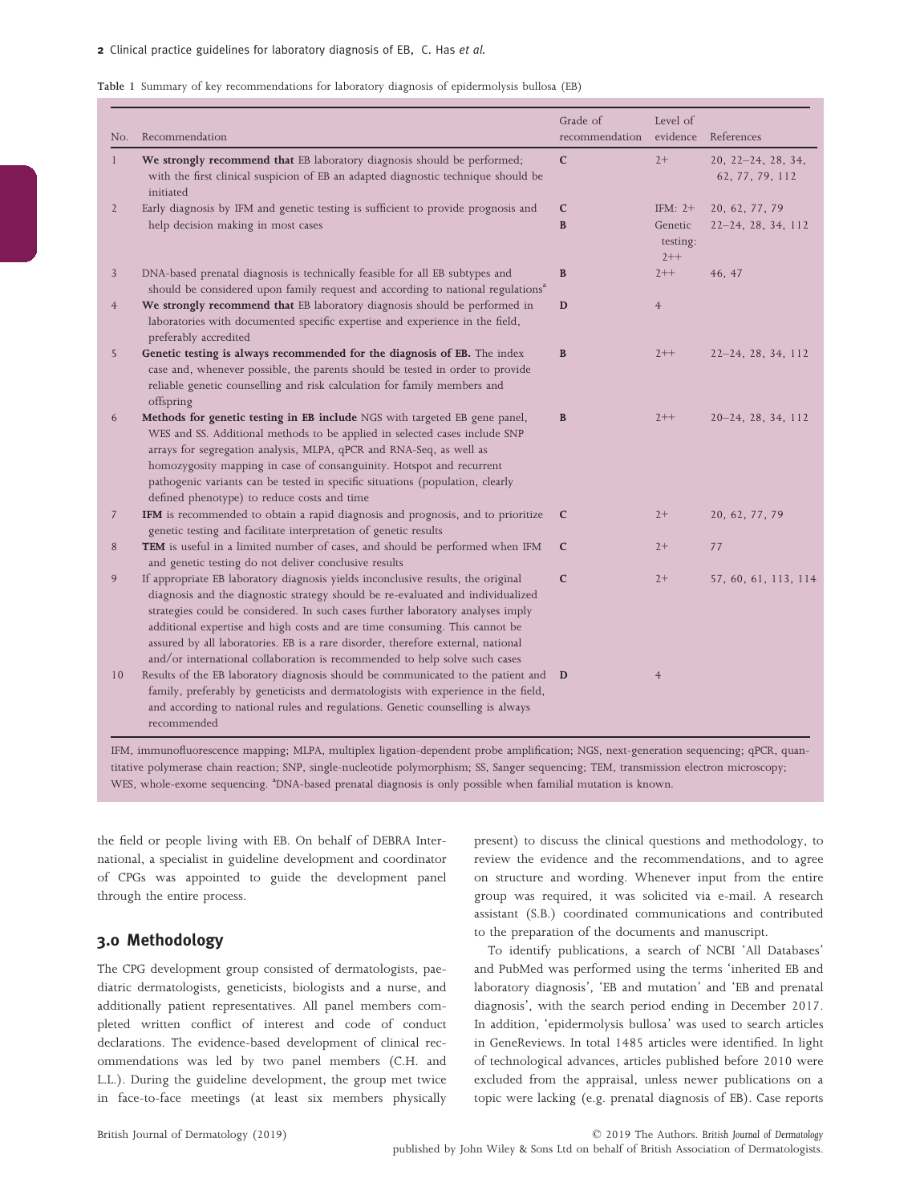Table 1 Summary of key recommendations for laboratory diagnosis of epidermolysis bullosa (EB)

| No. | Recommendation | Grade of recommendation | Level of evidence | References |
|---|---|---|---|---|
| 1 | **We strongly recommend that** EB laboratory diagnosis should be performed; with the first clinical suspicion of EB an adapted diagnostic technique should be initiated | C | 2+ | 20, 22–24, 28, 34, 62, 77, 79, 112 |
| 2 | Early diagnosis by IFM and genetic testing is sufficient to provide prognosis and help decision making in most cases | C<br>B | IFM: 2+<br>Genetic testing: 2++ | 20, 62, 77, 79<br>22–24, 28, 34, 112 |
| 3 | DNA-based prenatal diagnosis is technically feasible for all EB subtypes and should be considered upon family request and according to national regulations[a] | B | 2++ | 46, 47 |
| 4 | **We strongly recommend that** EB laboratory diagnosis should be performed in laboratories with documented specific expertise and experience in the field, preferably accredited | D | 4 | |
| 5 | **Genetic testing is always recommended for the diagnosis of EB.** The index case and, whenever possible, the parents should be tested in order to provide reliable genetic counselling and risk calculation for family members and offspring | B | 2++ | 22–24, 28, 34, 112 |
| 6 | **Methods for genetic testing in EB include** NGS with targeted EB gene panel, WES and SS. Additional methods to be applied in selected cases include SNP arrays for segregation analysis, MLPA, qPCR and RNA-Seq, as well as homozygosity mapping in case of consanguinity. Hotspot and recurrent pathogenic variants can be tested in specific situations (population, clearly defined phenotype) to reduce costs and time | B | 2++ | 20–24, 28, 34, 112 |
| 7 | **IFM** is recommended to obtain a rapid diagnosis and prognosis, and to prioritize genetic testing and facilitate interpretation of genetic results | C | 2+ | 20, 62, 77, 79 |
| 8 | **TEM** is useful in a limited number of cases, and should be performed when IFM and genetic testing do not deliver conclusive results | C | 2+ | 77 |
| 9 | If appropriate EB laboratory diagnosis yields inconclusive results, the original diagnosis and the diagnostic strategy should be re-evaluated and individualized strategies could be considered. In such cases further laboratory analyses imply additional expertise and high costs and are time consuming. This cannot be assured by all laboratories. EB is a rare disorder, therefore external, national and/or international collaboration is recommended to help solve such cases | C | 2+ | 57, 60, 61, 113, 114 |
| 10 | Results of the EB laboratory diagnosis should be communicated to the patient and family, preferably by geneticists and dermatologists with experience in the field, and according to national rules and regulations. Genetic counselling is always recommended | D | 4 | |

IFM, immunofluorescence mapping; MLPA, multiplex ligation-dependent probe amplification; NGS, next-generation sequencing; qPCR, quantitative polymerase chain reaction; SNP, single-nucleotide polymorphism; SS, Sanger sequencing; TEM, transmission electron microscopy; WES, whole-exome sequencing. [a]DNA-based prenatal diagnosis is only possible when familial mutation is known.

the field or people living with EB. On behalf of DEBRA International, a specialist in guideline development and coordinator of CPGs was appointed to guide the development panel through the entire process.

## 3.0 Methodology

The CPG development group consisted of dermatologists, paediatric dermatologists, geneticists, biologists and a nurse, and additionally patient representatives. All panel members completed written conflict of interest and code of conduct declarations. The evidence-based development of clinical recommendations was led by two panel members (C.H. and L.L.). During the guideline development, the group met twice in face-to-face meetings (at least six members physically present) to discuss the clinical questions and methodology, to review the evidence and the recommendations, and to agree on structure and wording. Whenever input from the entire group was required, it was solicited via e-mail. A research assistant (S.B.) coordinated communications and contributed to the preparation of the documents and manuscript.

To identify publications, a search of NCBI 'All Databases' and PubMed was performed using the terms 'inherited EB and laboratory diagnosis', 'EB and mutation' and 'EB and prenatal diagnosis', with the search period ending in December 2017. In addition, 'epidermolysis bullosa' was used to search articles in GeneReviews. In total 1485 articles were identified. In light of technological advances, articles published before 2010 were excluded from the appraisal, unless newer publications on a topic were lacking (e.g. prenatal diagnosis of EB). Case reports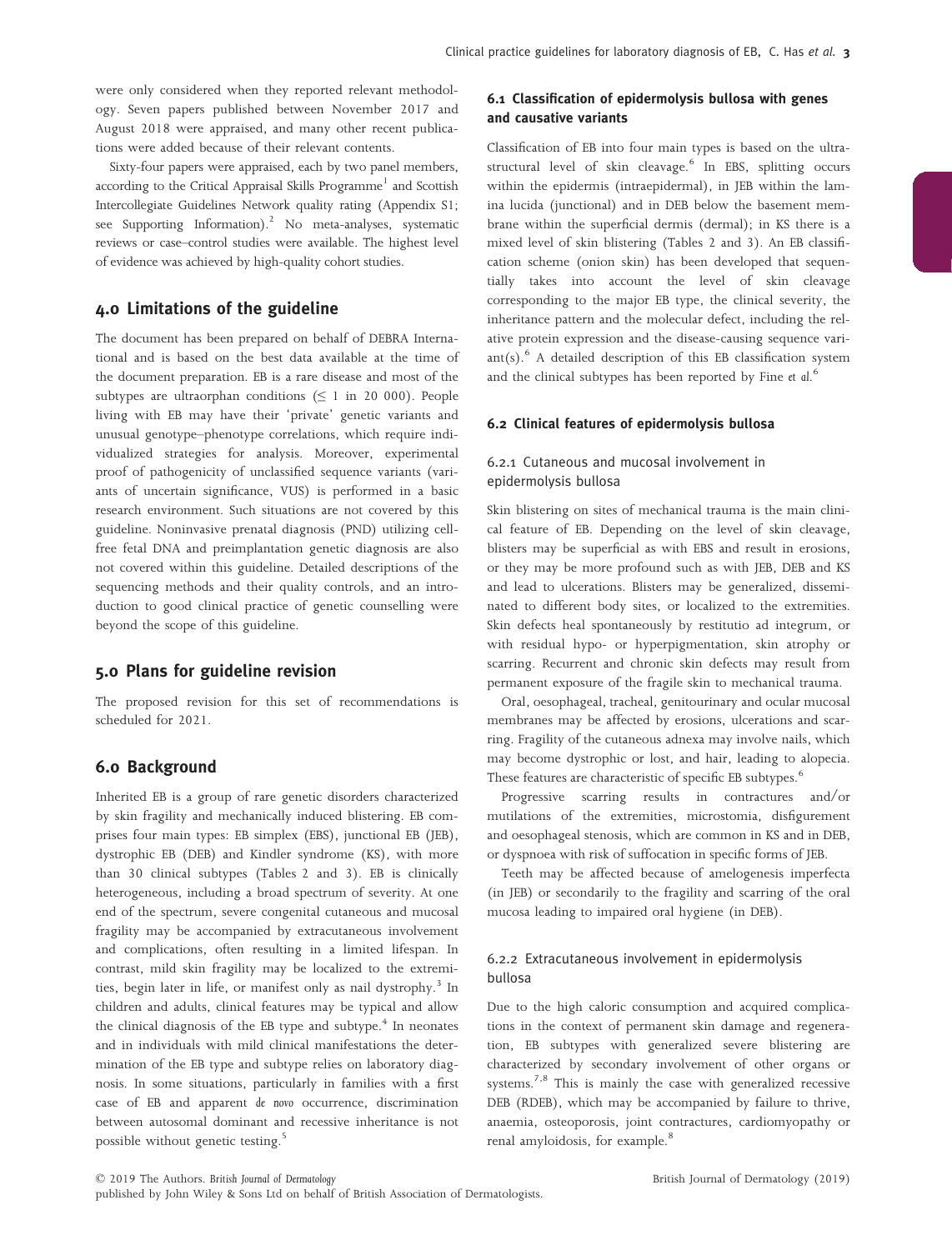were only considered when they reported relevant methodology. Seven papers published between November 2017 and August 2018 were appraised, and many other recent publications were added because of their relevant contents.

Sixty-four papers were appraised, each by two panel members, according to the Critical Appraisal Skills Programme[1] and Scottish Intercollegiate Guidelines Network quality rating (Appendix S1; see Supporting Information).[2] No meta-analyses, systematic reviews or case–control studies were available. The highest level of evidence was achieved by high-quality cohort studies.

## 4.0 Limitations of the guideline

The document has been prepared on behalf of DEBRA International and is based on the best data available at the time of the document preparation. EB is a rare disease and most of the subtypes are ultraorphan conditions ($\leq$ 1 in 20 000). People living with EB may have their 'private' genetic variants and unusual genotype–phenotype correlations, which require individualized strategies for analysis. Moreover, experimental proof of pathogenicity of unclassified sequence variants (variants of uncertain significance, VUS) is performed in a basic research environment. Such situations are not covered by this guideline. Noninvasive prenatal diagnosis (PND) utilizing cell-free fetal DNA and preimplantation genetic diagnosis are also not covered within this guideline. Detailed descriptions of the sequencing methods and their quality controls, and an introduction to good clinical practice of genetic counselling were beyond the scope of this guideline.

## 5.0 Plans for guideline revision

The proposed revision for this set of recommendations is scheduled for 2021.

## 6.0 Background

Inherited EB is a group of rare genetic disorders characterized by skin fragility and mechanically induced blistering. EB comprises four main types: EB simplex (EBS), junctional EB (JEB), dystrophic EB (DEB) and Kindler syndrome (KS), with more than 30 clinical subtypes (Tables 2 and 3). EB is clinically heterogeneous, including a broad spectrum of severity. At one end of the spectrum, severe congenital cutaneous and mucosal fragility may be accompanied by extracutaneous involvement and complications, often resulting in a limited lifespan. In contrast, mild skin fragility may be localized to the extremities, begin later in life, or manifest only as nail dystrophy.[3] In children and adults, clinical features may be typical and allow the clinical diagnosis of the EB type and subtype.[4] In neonates and in individuals with mild clinical manifestations the determination of the EB type and subtype relies on laboratory diagnosis. In some situations, particularly in families with a first case of EB and apparent *de novo* occurrence, discrimination between autosomal dominant and recessive inheritance is not possible without genetic testing.[5]

### 6.1 Classification of epidermolysis bullosa with genes and causative variants

Classification of EB into four main types is based on the ultrastructural level of skin cleavage.[6] In EBS, splitting occurs within the epidermis (intraepidermal), in JEB within the lamina lucida (junctional) and in DEB below the basement membrane within the superficial dermis (dermal); in KS there is a mixed level of skin blistering (Tables 2 and 3). An EB classification scheme (onion skin) has been developed that sequentially takes into account the level of skin cleavage corresponding to the major EB type, the clinical severity, the inheritance pattern and the molecular defect, including the relative protein expression and the disease-causing sequence variant(s).[6] A detailed description of this EB classification system and the clinical subtypes has been reported by Fine *et al.*[6]

### 6.2 Clinical features of epidermolysis bullosa

#### 6.2.1 Cutaneous and mucosal involvement in epidermolysis bullosa

Skin blistering on sites of mechanical trauma is the main clinical feature of EB. Depending on the level of skin cleavage, blisters may be superficial as with EBS and result in erosions, or they may be more profound such as with JEB, DEB and KS and lead to ulcerations. Blisters may be generalized, disseminated to different body sites, or localized to the extremities. Skin defects heal spontaneously by restitutio ad integrum, or with residual hypo- or hyperpigmentation, skin atrophy or scarring. Recurrent and chronic skin defects may result from permanent exposure of the fragile skin to mechanical trauma.

Oral, oesophageal, tracheal, genitourinary and ocular mucosal membranes may be affected by erosions, ulcerations and scarring. Fragility of the cutaneous adnexa may involve nails, which may become dystrophic or lost, and hair, leading to alopecia. These features are characteristic of specific EB subtypes.[6]

Progressive scarring results in contractures and/or mutilations of the extremities, microstomia, disfigurement and oesophageal stenosis, which are common in KS and in DEB, or dyspnoea with risk of suffocation in specific forms of JEB.

Teeth may be affected because of amelogenesis imperfecta (in JEB) or secondarily to the fragility and scarring of the oral mucosa leading to impaired oral hygiene (in DEB).

#### 6.2.2 Extracutaneous involvement in epidermolysis bullosa

Due to the high caloric consumption and acquired complications in the context of permanent skin damage and regeneration, EB subtypes with generalized severe blistering are characterized by secondary involvement of other organs or systems.[7,8] This is mainly the case with generalized recessive DEB (RDEB), which may be accompanied by failure to thrive, anaemia, osteoporosis, joint contractures, cardiomyopathy or renal amyloidosis, for example.[8]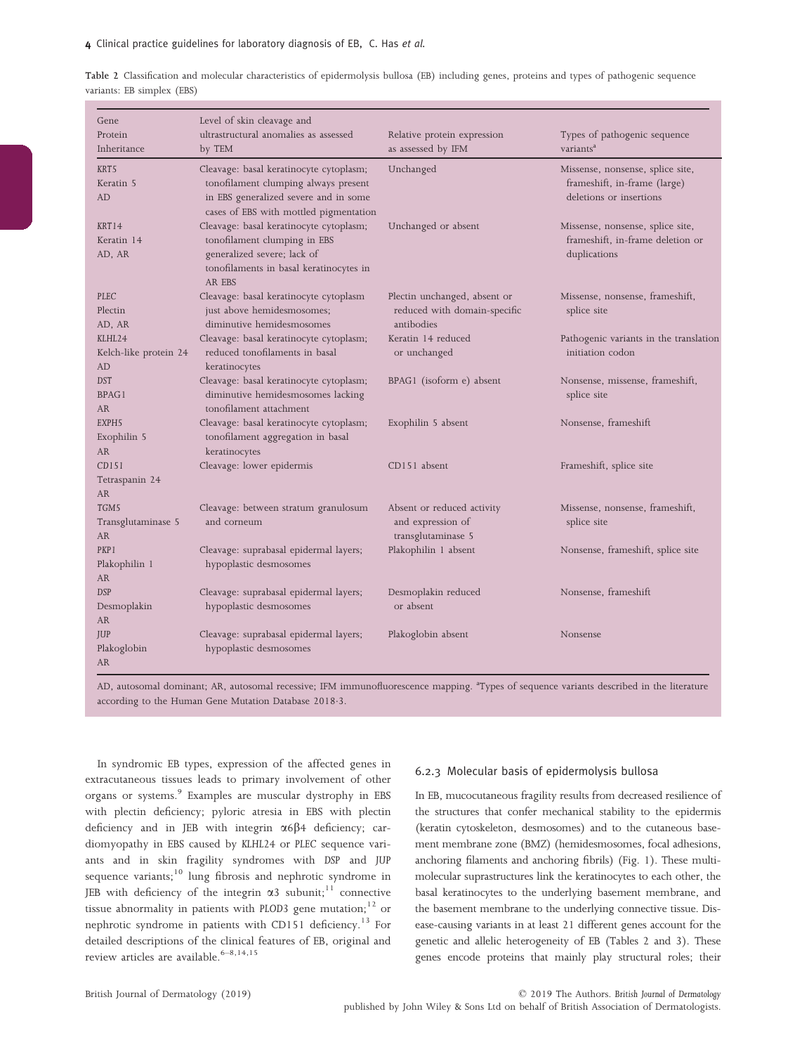Table 2 Classification and molecular characteristics of epidermolysis bullosa (EB) including genes, proteins and types of pathogenic sequence variants: EB simplex (EBS)

| Gene<br>Protein<br>Inheritance | Level of skin cleavage and ultrastructural anomalies as assessed by TEM | Relative protein expression as assessed by IFM | Types of pathogenic sequence variants[a] |
|---|---|---|---|
| *KRT5*<br>Keratin 5<br>AD | Cleavage: basal keratinocyte cytoplasm; tonofilament clumping always present in EBS generalized severe and in some cases of EBS with mottled pigmentation | Unchanged | Missense, nonsense, splice site, frameshift, in-frame (large) deletions or insertions |
| *KRT14*<br>Keratin 14<br>AD, AR | Cleavage: basal keratinocyte cytoplasm; tonofilament clumping in EBS generalized severe; lack of tonofilaments in basal keratinocytes in AR EBS | Unchanged or absent | Missense, nonsense, splice site, frameshift, in-frame deletion or duplications |
| *PLEC*<br>Plectin<br>AD, AR | Cleavage: basal keratinocyte cytoplasm just above hemidesmosomes; diminutive hemidesmosomes | Plectin unchanged, absent or reduced with domain-specific antibodies | Missense, nonsense, frameshift, splice site |
| *KLHL24*<br>Kelch-like protein 24<br>AD | Cleavage: basal keratinocyte cytoplasm; reduced tonofilaments in basal keratinocytes | Keratin 14 reduced or unchanged | Pathogenic variants in the translation initiation codon |
| *DST*<br>BPAG1<br>AR | Cleavage: basal keratinocyte cytoplasm; diminutive hemidesmosomes lacking tonofilament attachment | BPAG1 (isoform e) absent | Nonsense, missense, frameshift, splice site |
| *EXPH5*<br>Exophilin 5<br>AR | Cleavage: basal keratinocyte cytoplasm; tonofilament aggregation in basal keratinocytes | Exophilin 5 absent | Nonsense, frameshift |
| *CD151*<br>Tetraspanin 24<br>AR | Cleavage: lower epidermis | CD151 absent | Frameshift, splice site |
| *TGM5*<br>Transglutaminase 5<br>AR | Cleavage: between stratum granulosum and corneum | Absent or reduced activity and expression of transglutaminase 5 | Missense, nonsense, frameshift, splice site |
| *PKP1*<br>Plakophilin 1<br>AR | Cleavage: suprabasal epidermal layers; hypoplastic desmosomes | Plakophilin 1 absent | Nonsense, frameshift, splice site |
| *DSP*<br>Desmoplakin<br>AR | Cleavage: suprabasal epidermal layers; hypoplastic desmosomes | Desmoplakin reduced or absent | Nonsense, frameshift |
| *JUP*<br>Plakoglobin<br>AR | Cleavage: suprabasal epidermal layers; hypoplastic desmosomes | Plakoglobin absent | Nonsense |

AD, autosomal dominant; AR, autosomal recessive; IFM immunofluorescence mapping. [a]Types of sequence variants described in the literature according to the Human Gene Mutation Database 2018-3.

In syndromic EB types, expression of the affected genes in extracutaneous tissues leads to primary involvement of other organs or systems.[9] Examples are muscular dystrophy in EBS with plectin deficiency; pyloric atresia in EBS with plectin deficiency and in JEB with integrin $\alpha6\beta4$ deficiency; cardiomyopathy in EBS caused by *KLHL24* or *PLEC* sequence variants and in skin fragility syndromes with *DSP* and *JUP* sequence variants;[10] lung fibrosis and nephrotic syndrome in JEB with deficiency of the integrin $\alpha3$ subunit;[11] connective tissue abnormality in patients with *PLOD3* gene mutation;[12] or nephrotic syndrome in patients with CD151 deficiency.[13] For detailed descriptions of the clinical features of EB, original and review articles are available.[6–8,14,15]

### 6.2.3 Molecular basis of epidermolysis bullosa

In EB, mucocutaneous fragility results from decreased resilience of the structures that confer mechanical stability to the epidermis (keratin cytoskeleton, desmosomes) and to the cutaneous basement membrane zone (BMZ) (hemidesmosomes, focal adhesions, anchoring filaments and anchoring fibrils) (Fig. 1). These multimolecular suprastructures link the keratinocytes to each other, the basal keratinocytes to the underlying basement membrane, and the basement membrane to the underlying connective tissue. Disease-causing variants in at least 21 different genes account for the genetic and allelic heterogeneity of EB (Tables 2 and 3). These genes encode proteins that mainly play structural roles; their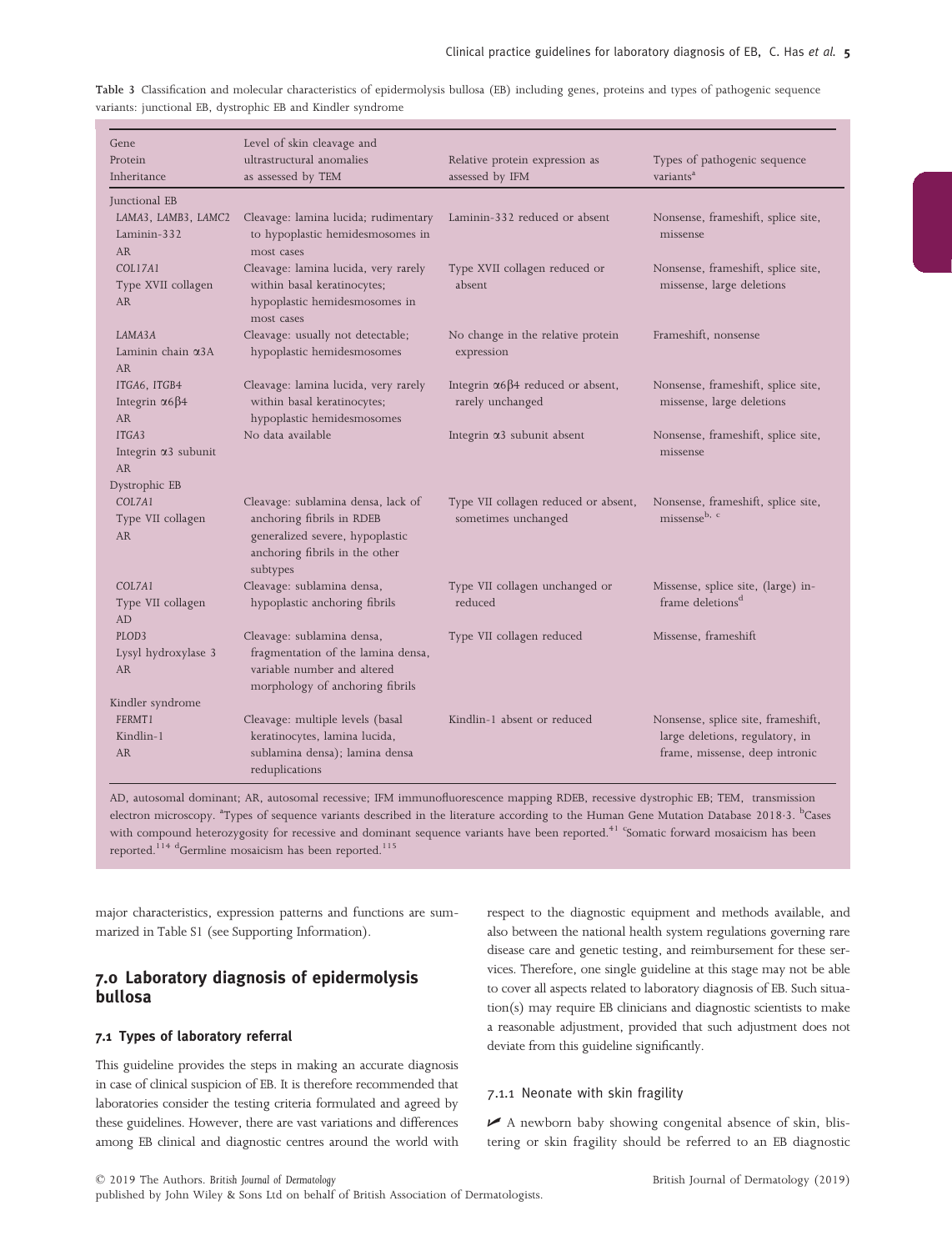Table 3 Classification and molecular characteristics of epidermolysis bullosa (EB) including genes, proteins and types of pathogenic sequence variants: junctional EB, dystrophic EB and Kindler syndrome

| Gene<br>Protein<br>Inheritance | Level of skin cleavage and ultrastructural anomalies as assessed by TEM | Relative protein expression as assessed by IFM | Types of pathogenic sequence variants[a] |
|---|---|---|---|
| **Junctional EB** | | | |
| *LAMA3, LAMB3, LAMC2*<br>Laminin-332<br>AR | Cleavage: lamina lucida; rudimentary to hypoplastic hemidesmosomes in most cases | Laminin-332 reduced or absent | Nonsense, frameshift, splice site, missense |
| *COL17A1*<br>Type XVII collagen<br>AR | Cleavage: lamina lucida, very rarely within basal keratinocytes; hypoplastic hemidesmosomes in most cases | Type XVII collagen reduced or absent | Nonsense, frameshift, splice site, missense, large deletions |
| *LAMA3A*<br>Laminin chain α3A<br>AR | Cleavage: usually not detectable; hypoplastic hemidesmosomes | No change in the relative protein expression | Frameshift, nonsense |
| *ITGA6, ITGB4*<br>Integrin α6β4<br>AR | Cleavage: lamina lucida, very rarely within basal keratinocytes; hypoplastic hemidesmosomes | Integrin α6β4 reduced or absent, rarely unchanged | Nonsense, frameshift, splice site, missense, large deletions |
| *ITGA3*<br>Integrin α3 subunit<br>AR | No data available | Integrin α3 subunit absent | Nonsense, frameshift, splice site, missense |
| **Dystrophic EB** | | | |
| *COL7A1*<br>Type VII collagen<br>AR | Cleavage: sublamina densa, lack of anchoring fibrils in RDEB generalized severe, hypoplastic anchoring fibrils in the other subtypes | Type VII collagen reduced or absent, sometimes unchanged | Nonsense, frameshift, splice site, missense[b, c] |
| *COL7A1*<br>Type VII collagen<br>AD | Cleavage: sublamina densa, hypoplastic anchoring fibrils | Type VII collagen unchanged or reduced | Missense, splice site, (large) in-frame deletions[d] |
| *PLOD3*<br>Lysyl hydroxylase 3<br>AR | Cleavage: sublamina densa, fragmentation of the lamina densa, variable number and altered morphology of anchoring fibrils | Type VII collagen reduced | Missense, frameshift |
| **Kindler syndrome** | | | |
| *FERMT1*<br>Kindlin-1<br>AR | Cleavage: multiple levels (basal keratinocytes, lamina lucida, sublamina densa); lamina densa reduplications | Kindlin-1 absent or reduced | Nonsense, splice site, frameshift, large deletions, regulatory, in frame, missense, deep intronic |

AD, autosomal dominant; AR, autosomal recessive; IFM immunofluorescence mapping RDEB, recessive dystrophic EB; TEM, transmission electron microscopy. [a]Types of sequence variants described in the literature according to the Human Gene Mutation Database 2018·3. [b]Cases with compound heterozygosity for recessive and dominant sequence variants have been reported.[41] [c]Somatic forward mosaicism has been reported.[114] [d]Germline mosaicism has been reported.[115]

major characteristics, expression patterns and functions are summarized in Table S1 (see Supporting Information).

## 7.0 Laboratory diagnosis of epidermolysis bullosa

### 7.1 Types of laboratory referral

This guideline provides the steps in making an accurate diagnosis in case of clinical suspicion of EB. It is therefore recommended that laboratories consider the testing criteria formulated and agreed by these guidelines. However, there are vast variations and differences among EB clinical and diagnostic centres around the world with respect to the diagnostic equipment and methods available, and also between the national health system regulations governing rare disease care and genetic testing, and reimbursement for these services. Therefore, one single guideline at this stage may not be able to cover all aspects related to laboratory diagnosis of EB. Such situation(s) may require EB clinicians and diagnostic scientists to make a reasonable adjustment, provided that such adjustment does not deviate from this guideline significantly.

#### 7.1.1 Neonate with skin fragility

✓ A newborn baby showing congenital absence of skin, blistering or skin fragility should be referred to an EB diagnostic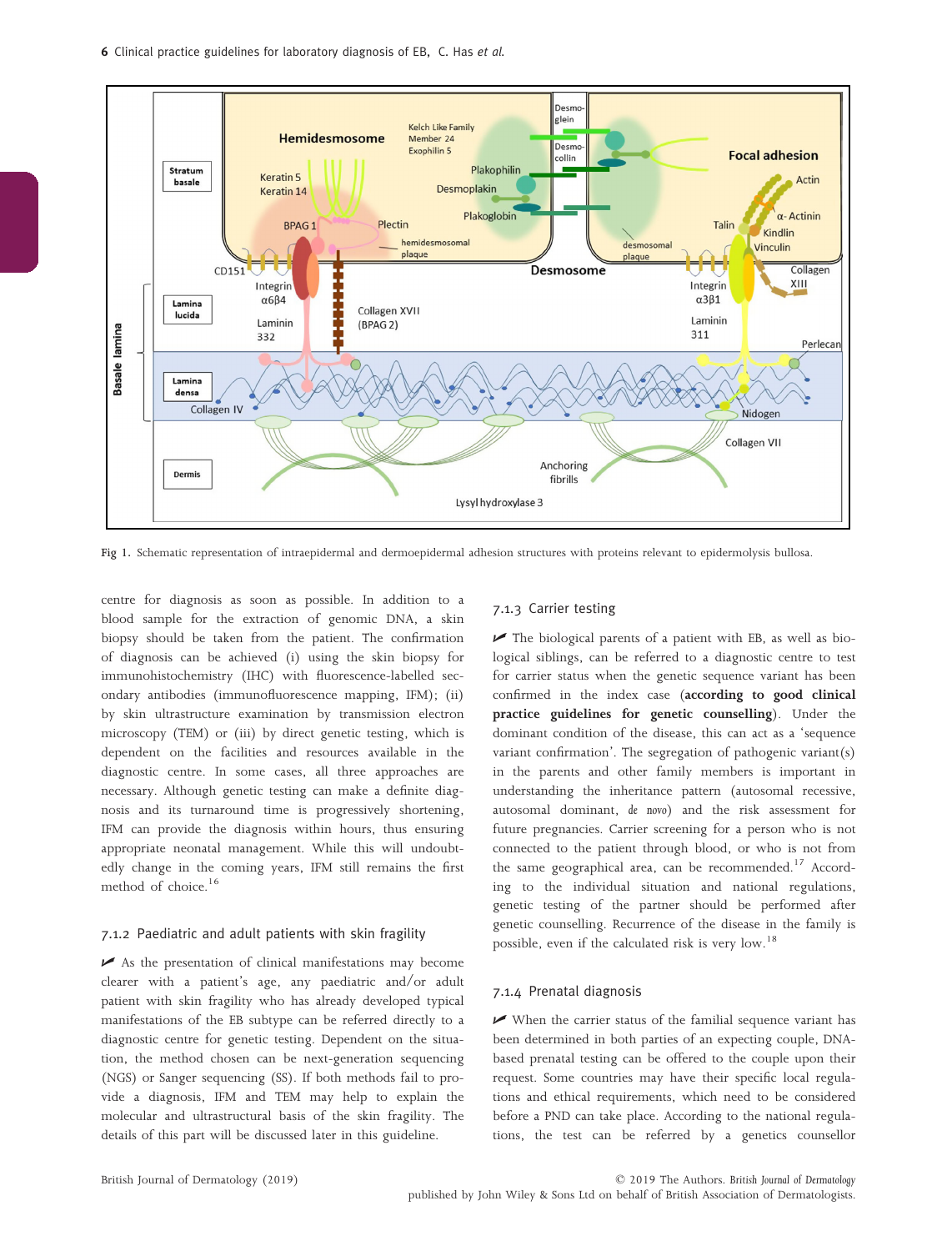Fig 1. Schematic representation of intraepidermal and dermoepidermal adhesion structures with proteins relevant to epidermolysis bullosa.

centre for diagnosis as soon as possible. In addition to a blood sample for the extraction of genomic DNA, a skin biopsy should be taken from the patient. The confirmation of diagnosis can be achieved (i) using the skin biopsy for immunohistochemistry (IHC) with fluorescence-labelled secondary antibodies (immunofluorescence mapping, IFM); (ii) by skin ultrastructure examination by transmission electron microscopy (TEM) or (iii) by direct genetic testing, which is dependent on the facilities and resources available in the diagnostic centre. In some cases, all three approaches are necessary. Although genetic testing can make a definite diagnosis and its turnaround time is progressively shortening, IFM can provide the diagnosis within hours, thus ensuring appropriate neonatal management. While this will undoubtedly change in the coming years, IFM still remains the first method of choice.[16]

### 7.1.2 Paediatric and adult patients with skin fragility

✓ As the presentation of clinical manifestations may become clearer with a patient's age, any paediatric and/or adult patient with skin fragility who has already developed typical manifestations of the EB subtype can be referred directly to a diagnostic centre for genetic testing. Dependent on the situation, the method chosen can be next-generation sequencing (NGS) or Sanger sequencing (SS). If both methods fail to provide a diagnosis, IFM and TEM may help to explain the molecular and ultrastructural basis of the skin fragility. The details of this part will be discussed later in this guideline.

### 7.1.3 Carrier testing

✓ The biological parents of a patient with EB, as well as biological siblings, can be referred to a diagnostic centre to test for carrier status when the genetic sequence variant has been confirmed in the index case (**according to good clinical practice guidelines for genetic counselling**). Under the dominant condition of the disease, this can act as a 'sequence variant confirmation'. The segregation of pathogenic variant(s) in the parents and other family members is important in understanding the inheritance pattern (autosomal recessive, autosomal dominant, *de novo*) and the risk assessment for future pregnancies. Carrier screening for a person who is not connected to the patient through blood, or who is not from the same geographical area, can be recommended.[17] According to the individual situation and national regulations, genetic testing of the partner should be performed after genetic counselling. Recurrence of the disease in the family is possible, even if the calculated risk is very low.[18]

### 7.1.4 Prenatal diagnosis

✓ When the carrier status of the familial sequence variant has been determined in both parties of an expecting couple, DNA-based prenatal testing can be offered to the couple upon their request. Some countries may have their specific local regulations and ethical requirements, which need to be considered before a PND can take place. According to the national regulations, the test can be referred by a genetics counsellor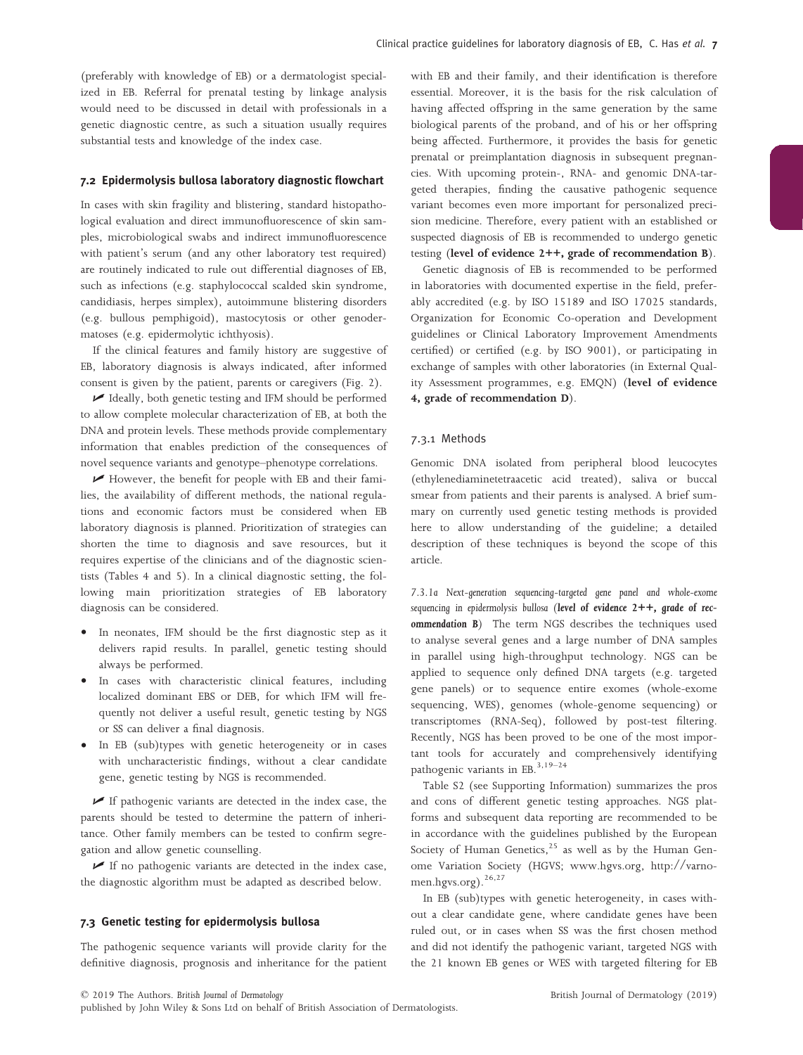(preferably with knowledge of EB) or a dermatologist specialized in EB. Referral for prenatal testing by linkage analysis would need to be discussed in detail with professionals in a genetic diagnostic centre, as such a situation usually requires substantial tests and knowledge of the index case.

### 7.2 Epidermolysis bullosa laboratory diagnostic flowchart

In cases with skin fragility and blistering, standard histopathological evaluation and direct immunofluorescence of skin samples, microbiological swabs and indirect immunofluorescence with patient's serum (and any other laboratory test required) are routinely indicated to rule out differential diagnoses of EB, such as infections (e.g. staphylococcal scalded skin syndrome, candidiasis, herpes simplex), autoimmune blistering disorders (e.g. bullous pemphigoid), mastocytosis or other genodermatoses (e.g. epidermolytic ichthyosis).

If the clinical features and family history are suggestive of EB, laboratory diagnosis is always indicated, after informed consent is given by the patient, parents or caregivers (Fig. 2).

✓ Ideally, both genetic testing and IFM should be performed to allow complete molecular characterization of EB, at both the DNA and protein levels. These methods provide complementary information that enables prediction of the consequences of novel sequence variants and genotype–phenotype correlations.

✓ However, the benefit for people with EB and their families, the availability of different methods, the national regulations and economic factors must be considered when EB laboratory diagnosis is planned. Prioritization of strategies can shorten the time to diagnosis and save resources, but it requires expertise of the clinicians and of the diagnostic scientists (Tables 4 and 5). In a clinical diagnostic setting, the following main prioritization strategies of EB laboratory diagnosis can be considered.

- In neonates, IFM should be the first diagnostic step as it delivers rapid results. In parallel, genetic testing should always be performed.
- In cases with characteristic clinical features, including localized dominant EBS or DEB, for which IFM will frequently not deliver a useful result, genetic testing by NGS or SS can deliver a final diagnosis.
- In EB (sub)types with genetic heterogeneity or in cases with uncharacteristic findings, without a clear candidate gene, genetic testing by NGS is recommended.

✓ If pathogenic variants are detected in the index case, the parents should be tested to determine the pattern of inheritance. Other family members can be tested to confirm segregation and allow genetic counselling.

✓ If no pathogenic variants are detected in the index case, the diagnostic algorithm must be adapted as described below.

### 7.3 Genetic testing for epidermolysis bullosa

The pathogenic sequence variants will provide clarity for the definitive diagnosis, prognosis and inheritance for the patient with EB and their family, and their identification is therefore essential. Moreover, it is the basis for the risk calculation of having affected offspring in the same generation by the same biological parents of the proband, and of his or her offspring being affected. Furthermore, it provides the basis for genetic prenatal or preimplantation diagnosis in subsequent pregnancies. With upcoming protein-, RNA- and genomic DNA-targeted therapies, finding the causative pathogenic sequence variant becomes even more important for personalized precision medicine. Therefore, every patient with an established or suspected diagnosis of EB is recommended to undergo genetic testing (**level of evidence 2++, grade of recommendation B**).

Genetic diagnosis of EB is recommended to be performed in laboratories with documented expertise in the field, preferably accredited (e.g. by ISO 15189 and ISO 17025 standards, Organization for Economic Co-operation and Development guidelines or Clinical Laboratory Improvement Amendments certified) or certified (e.g. by ISO 9001), or participating in exchange of samples with other laboratories (in External Quality Assessment programmes, e.g. EMQN) (**level of evidence 4, grade of recommendation D**).

#### 7.3.1 Methods

Genomic DNA isolated from peripheral blood leucocytes (ethylenediaminetetraacetic acid treated), saliva or buccal smear from patients and their parents is analysed. A brief summary on currently used genetic testing methods is provided here to allow understanding of the guideline; a detailed description of these techniques is beyond the scope of this article.

*7.3.1a Next-generation sequencing-targeted gene panel and whole-exome sequencing in epidermolysis bullosa* (**level of evidence 2++, grade of recommendation B**) The term NGS describes the techniques used to analyse several genes and a large number of DNA samples in parallel using high-throughput technology. NGS can be applied to sequence only defined DNA targets (e.g. targeted gene panels) or to sequence entire exomes (whole-exome sequencing, WES), genomes (whole-genome sequencing) or transcriptomes (RNA-Seq), followed by post-test filtering. Recently, NGS has been proved to be one of the most important tools for accurately and comprehensively identifying pathogenic variants in EB.[3,19–24]

Table S2 (see Supporting Information) summarizes the pros and cons of different genetic testing approaches. NGS platforms and subsequent data reporting are recommended to be in accordance with the guidelines published by the European Society of Human Genetics,[25] as well as by the Human Genome Variation Society (HGVS; www.hgvs.org, http://varnomen.hgvs.org).[26,27]

In EB (sub)types with genetic heterogeneity, in cases without a clear candidate gene, where candidate genes have been ruled out, or in cases when SS was the first chosen method and did not identify the pathogenic variant, targeted NGS with the 21 known EB genes or WES with targeted filtering for EB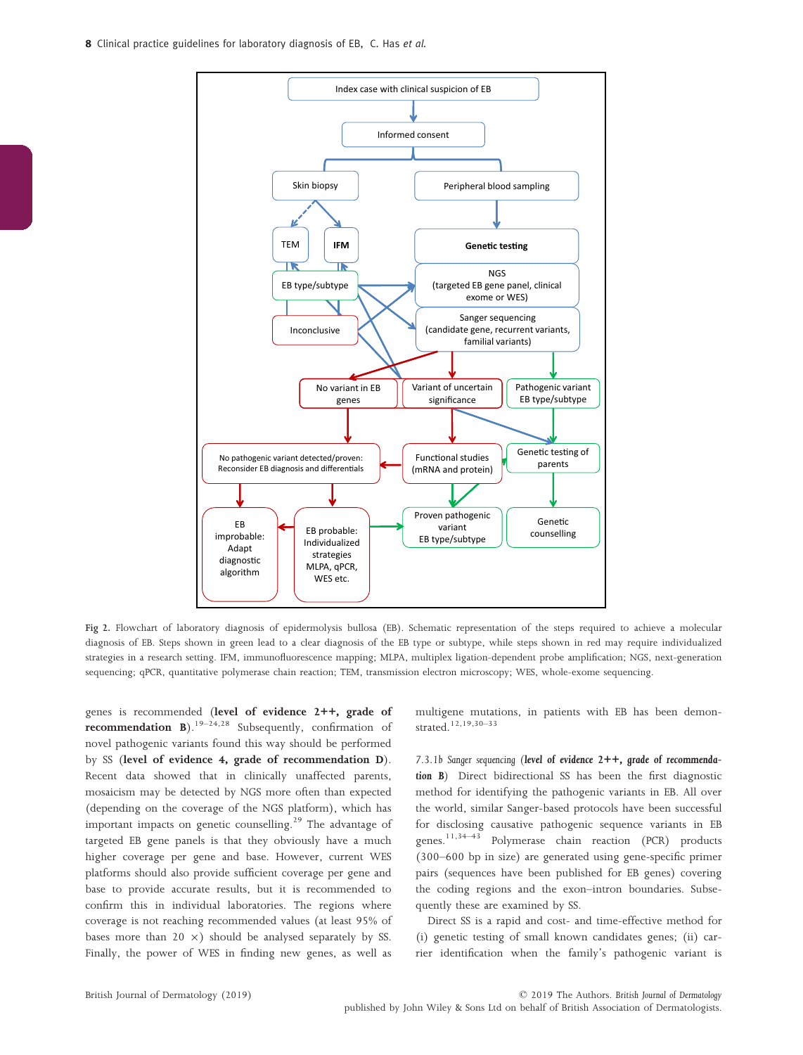Fig 2. Flowchart of laboratory diagnosis of epidermolysis bullosa (EB). Schematic representation of the steps required to achieve a molecular diagnosis of EB. Steps shown in green lead to a clear diagnosis of the EB type or subtype, while steps shown in red may require individualized strategies in a research setting. IFM, immunofluorescence mapping; MLPA, multiplex ligation-dependent probe amplification; NGS, next-generation sequencing; qPCR, quantitative polymerase chain reaction; TEM, transmission electron microscopy; WES, whole-exome sequencing.

genes is recommended (**level of evidence 2++, grade of recommendation B**).[19–24,28] Subsequently, confirmation of novel pathogenic variants found this way should be performed by SS (**level of evidence 4, grade of recommendation D**). Recent data showed that in clinically unaffected parents, mosaicism may be detected by NGS more often than expected (depending on the coverage of the NGS platform), which has important impacts on genetic counselling.[29] The advantage of targeted EB gene panels is that they obviously have a much higher coverage per gene and base. However, current WES platforms should also provide sufficient coverage per gene and base to provide accurate results, but it is recommended to confirm this in individual laboratories. The regions where coverage is not reaching recommended values (at least 95% of bases more than 20 ×) should be analysed separately by SS. Finally, the power of WES in finding new genes, as well as multigene mutations, in patients with EB has been demonstrated.[12,19,30–33]

*7.3.1b Sanger sequencing* (***level of evidence 2++, grade of recommendation B***) Direct bidirectional SS has been the first diagnostic method for identifying the pathogenic variants in EB. All over the world, similar Sanger-based protocols have been successful for disclosing causative pathogenic sequence variants in EB genes.[11,34–43] Polymerase chain reaction (PCR) products (300–600 bp in size) are generated using gene-specific primer pairs (sequences have been published for EB genes) covering the coding regions and the exon–intron boundaries. Subsequently these are examined by SS.

Direct SS is a rapid and cost- and time-effective method for (i) genetic testing of small known candidates genes; (ii) carrier identification when the family's pathogenic variant is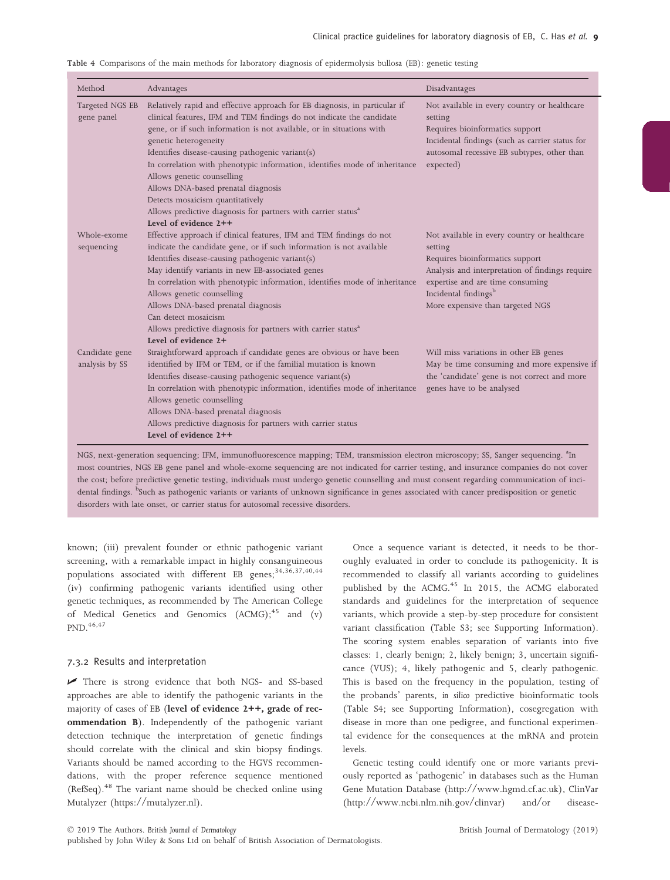Table 4 Comparisons of the main methods for laboratory diagnosis of epidermolysis bullosa (EB): genetic testing

| Method | Advantages | Disadvantages |
| --- | --- | --- |
| Targeted NGS EB gene panel | Relatively rapid and effective approach for EB diagnosis, in particular if clinical features, IFM and TEM findings do not indicate the candidate gene, or if such information is not available, or in situations with genetic heterogeneity<br>Identifies disease-causing pathogenic variant(s)<br>In correlation with phenotypic information, identifies mode of inheritance<br>Allows genetic counselling<br>Allows DNA-based prenatal diagnosis<br>Detects mosaicism quantitatively<br>Allows predictive diagnosis for partners with carrier status[a]<br>**Level of evidence 2++** | Not available in every country or healthcare setting<br>Requires bioinformatics support<br>Incidental findings (such as carrier status for autosomal recessive EB subtypes, other than expected) |
| Whole-exome sequencing | Effective approach if clinical features, IFM and TEM findings do not indicate the candidate gene, or if such information is not available<br>Identifies disease-causing pathogenic variant(s)<br>May identify variants in new EB-associated genes<br>In correlation with phenotypic information, identifies mode of inheritance<br>Allows genetic counselling<br>Allows DNA-based prenatal diagnosis<br>Can detect mosaicism<br>Allows predictive diagnosis for partners with carrier status[a]<br>**Level of evidence 2+** | Not available in every country or healthcare setting<br>Requires bioinformatics support<br>Analysis and interpretation of findings require expertise and are time consuming<br>Incidental findings[b]<br>More expensive than targeted NGS |
| Candidate gene analysis by SS | Straightforward approach if candidate genes are obvious or have been identified by IFM or TEM, or if the familial mutation is known<br>Identifies disease-causing pathogenic sequence variant(s)<br>In correlation with phenotypic information, identifies mode of inheritance<br>Allows genetic counselling<br>Allows DNA-based prenatal diagnosis<br>Allows predictive diagnosis for partners with carrier status<br>**Level of evidence 2++** | Will miss variations in other EB genes<br>May be time consuming and more expensive if the 'candidate' gene is not correct and more genes have to be analysed |

NGS, next-generation sequencing; IFM, immunofluorescence mapping; TEM, transmission electron microscopy; SS, Sanger sequencing. [a]In most countries, NGS EB gene panel and whole-exome sequencing are not indicated for carrier testing, and insurance companies do not cover the cost; before predictive genetic testing, individuals must undergo genetic counselling and must consent regarding communication of incidental findings. [b]Such as pathogenic variants or variants of unknown significance in genes associated with cancer predisposition or genetic disorders with late onset, or carrier status for autosomal recessive disorders.

known; (iii) prevalent founder or ethnic pathogenic variant screening, with a remarkable impact in highly consanguineous populations associated with different EB genes;[34,36,37,40,44] (iv) confirming pathogenic variants identified using other genetic techniques, as recommended by The American College of Medical Genetics and Genomics (ACMG);[45] and (v) PND.[46,47]

### 7.3.2 Results and interpretation

✓ There is strong evidence that both NGS- and SS-based approaches are able to identify the pathogenic variants in the majority of cases of EB (**level of evidence 2++, grade of recommendation B**). Independently of the pathogenic variant detection technique the interpretation of genetic findings should correlate with the clinical and skin biopsy findings. Variants should be named according to the HGVS recommendations, with the proper reference sequence mentioned (RefSeq).[48] The variant name should be checked online using Mutalyzer (https://mutalyzer.nl).

Once a sequence variant is detected, it needs to be thoroughly evaluated in order to conclude its pathogenicity. It is recommended to classify all variants according to guidelines published by the ACMG.[45] In 2015, the ACMG elaborated standards and guidelines for the interpretation of sequence variants, which provide a step-by-step procedure for consistent variant classification (Table S3; see Supporting Information). The scoring system enables separation of variants into five classes: 1, clearly benign; 2, likely benign; 3, uncertain significance (VUS); 4, likely pathogenic and 5, clearly pathogenic. This is based on the frequency in the population, testing of the probands' parents, *in silico* predictive bioinformatic tools (Table S4; see Supporting Information), cosegregation with disease in more than one pedigree, and functional experimental evidence for the consequences at the mRNA and protein levels.

Genetic testing could identify one or more variants previously reported as 'pathogenic' in databases such as the Human Gene Mutation Database (http://www.hgmd.cf.ac.uk), ClinVar (http://www.ncbi.nlm.nih.gov/clinvar) and/or disease-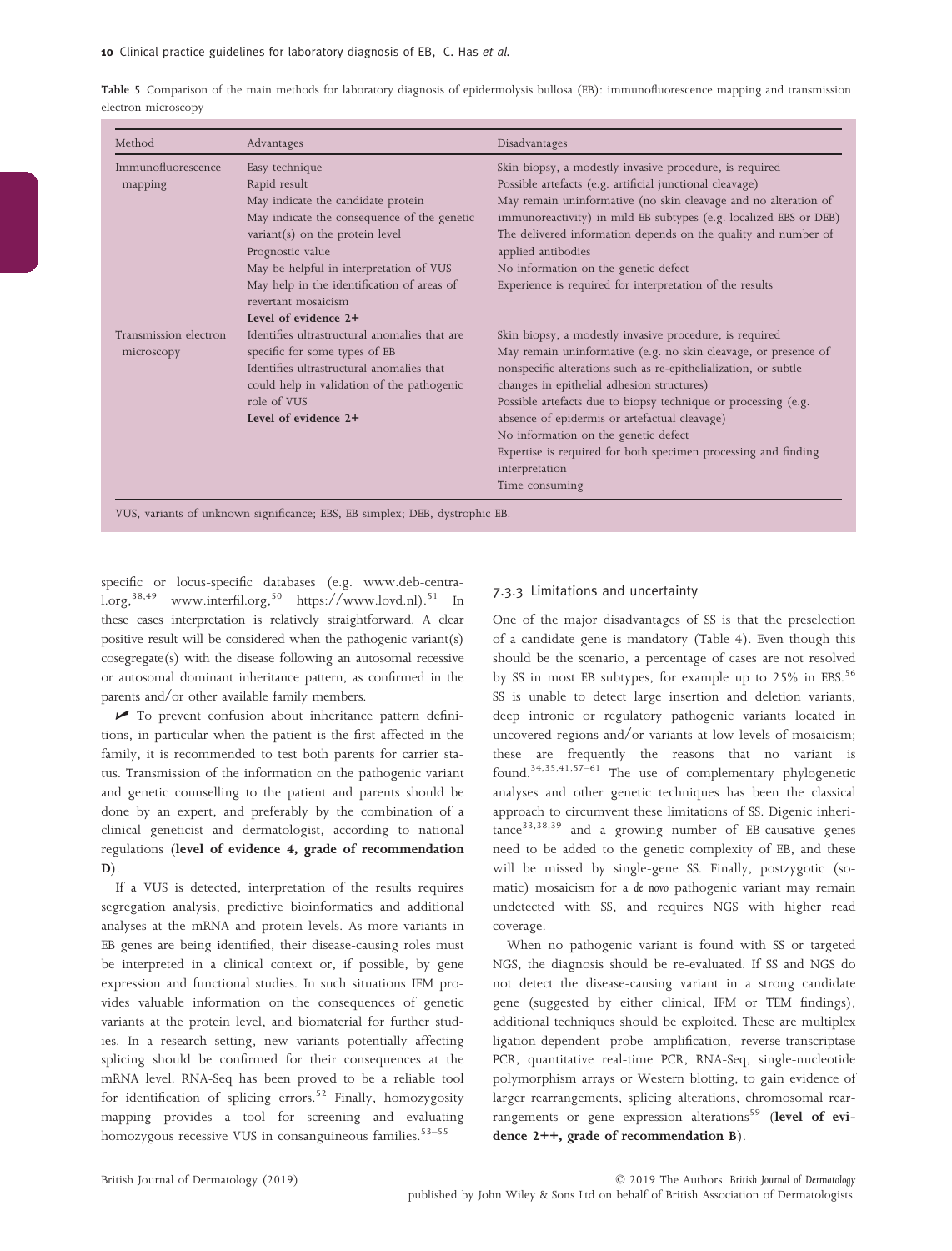Table 5 Comparison of the main methods for laboratory diagnosis of epidermolysis bullosa (EB): immunofluorescence mapping and transmission electron microscopy

| Method | Advantages | Disadvantages |
|---|---|---|
| Immunofluorescence mapping | Easy technique<br>Rapid result<br>May indicate the candidate protein<br>May indicate the consequence of the genetic variant(s) on the protein level<br>Prognostic value<br>May be helpful in interpretation of VUS<br>May help in the identification of areas of revertant mosaicism<br>**Level of evidence 2+** | Skin biopsy, a modestly invasive procedure, is required<br>Possible artefacts (e.g. artificial junctional cleavage)<br>May remain uninformative (no skin cleavage and no alteration of immunoreactivity) in mild EB subtypes (e.g. localized EBS or DEB)<br>The delivered information depends on the quality and number of applied antibodies<br>No information on the genetic defect<br>Experience is required for interpretation of the results |
| Transmission electron microscopy | Identifies ultrastructural anomalies that are specific for some types of EB<br>Identifies ultrastructural anomalies that could help in validation of the pathogenic role of VUS<br>**Level of evidence 2+** | Skin biopsy, a modestly invasive procedure, is required<br>May remain uninformative (e.g. no skin cleavage, or presence of nonspecific alterations such as re-epithelialization, or subtle changes in epithelial adhesion structures)<br>Possible artefacts due to biopsy technique or processing (e.g. absence of epidermis or artefactual cleavage)<br>No information on the genetic defect<br>Expertise is required for both specimen processing and finding interpretation<br>Time consuming |

VUS, variants of unknown significance; EBS, EB simplex; DEB, dystrophic EB.

specific or locus-specific databases (e.g. www.deb-central.org,[38,49] www.interfil.org,[50] https://www.lovd.nl).[51] In these cases interpretation is relatively straightforward. A clear positive result will be considered when the pathogenic variant(s) cosegregate(s) with the disease following an autosomal recessive or autosomal dominant inheritance pattern, as confirmed in the parents and/or other available family members.

✔ To prevent confusion about inheritance pattern definitions, in particular when the patient is the first affected in the family, it is recommended to test both parents for carrier status. Transmission of the information on the pathogenic variant and genetic counselling to the patient and parents should be done by an expert, and preferably by the combination of a clinical geneticist and dermatologist, according to national regulations (**level of evidence 4, grade of recommendation D**).

If a VUS is detected, interpretation of the results requires segregation analysis, predictive bioinformatics and additional analyses at the mRNA and protein levels. As more variants in EB genes are being identified, their disease-causing roles must be interpreted in a clinical context or, if possible, by gene expression and functional studies. In such situations IFM provides valuable information on the consequences of genetic variants at the protein level, and biomaterial for further studies. In a research setting, new variants potentially affecting splicing should be confirmed for their consequences at the mRNA level. RNA-Seq has been proved to be a reliable tool for identification of splicing errors.[52] Finally, homozygosity mapping provides a tool for screening and evaluating homozygous recessive VUS in consanguineous families.[53–55]

### 7.3.3 Limitations and uncertainty

One of the major disadvantages of SS is that the preselection of a candidate gene is mandatory (Table 4). Even though this should be the scenario, a percentage of cases are not resolved by SS in most EB subtypes, for example up to 25% in EBS.[56] SS is unable to detect large insertion and deletion variants, deep intronic or regulatory pathogenic variants located in uncovered regions and/or variants at low levels of mosaicism; these are frequently the reasons that no variant is found.[34,35,41,57–61] The use of complementary phylogenetic analyses and other genetic techniques has been the classical approach to circumvent these limitations of SS. Digenic inheritance[33,38,39] and a growing number of EB-causative genes need to be added to the genetic complexity of EB, and these will be missed by single-gene SS. Finally, postzygotic (somatic) mosaicism for a *de novo* pathogenic variant may remain undetected with SS, and requires NGS with higher read coverage.

When no pathogenic variant is found with SS or targeted NGS, the diagnosis should be re-evaluated. If SS and NGS do not detect the disease-causing variant in a strong candidate gene (suggested by either clinical, IFM or TEM findings), additional techniques should be exploited. These are multiplex ligation-dependent probe amplification, reverse-transcriptase PCR, quantitative real-time PCR, RNA-Seq, single-nucleotide polymorphism arrays or Western blotting, to gain evidence of larger rearrangements, splicing alterations, chromosomal rearrangements or gene expression alterations[59] (**level of evidence 2++, grade of recommendation B**).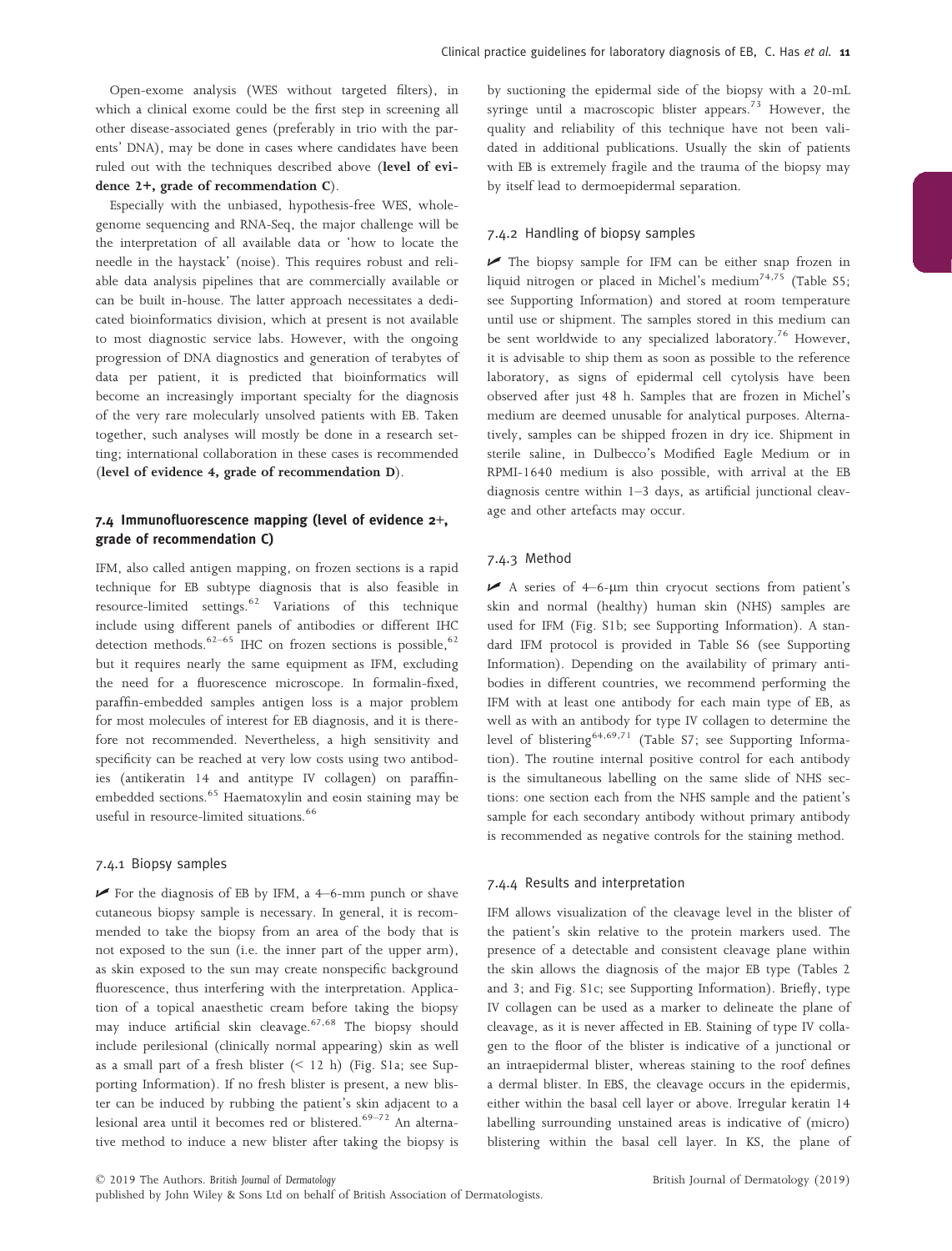Open-exome analysis (WES without targeted filters), in which a clinical exome could be the first step in screening all other disease-associated genes (preferably in trio with the parents' DNA), may be done in cases where candidates have been ruled out with the techniques described above (**level of evidence 2+, grade of recommendation C**).

Especially with the unbiased, hypothesis-free WES, whole-genome sequencing and RNA-Seq, the major challenge will be the interpretation of all available data or 'how to locate the needle in the haystack' (noise). This requires robust and reliable data analysis pipelines that are commercially available or can be built in-house. The latter approach necessitates a dedicated bioinformatics division, which at present is not available to most diagnostic service labs. However, with the ongoing progression of DNA diagnostics and generation of terabytes of data per patient, it is predicted that bioinformatics will become an increasingly important specialty for the diagnosis of the very rare molecularly unsolved patients with EB. Taken together, such analyses will mostly be done in a research setting; international collaboration in these cases is recommended (**level of evidence 4, grade of recommendation D**).

## 7.4 Immunofluorescence mapping (level of evidence 2+, grade of recommendation C)

IFM, also called antigen mapping, on frozen sections is a rapid technique for EB subtype diagnosis that is also feasible in resource-limited settings.[62] Variations of this technique include using different panels of antibodies or different IHC detection methods.[62–65] IHC on frozen sections is possible,[62] but it requires nearly the same equipment as IFM, excluding the need for a fluorescence microscope. In formalin-fixed, paraffin-embedded samples antigen loss is a major problem for most molecules of interest for EB diagnosis, and it is therefore not recommended. Nevertheless, a high sensitivity and specificity can be reached at very low costs using two antibodies (antikeratin 14 and antitype IV collagen) on paraffin-embedded sections.[65] Haematoxylin and eosin staining may be useful in resource-limited situations.[66]

### 7.4.1 Biopsy samples

✔ For the diagnosis of EB by IFM, a 4–6-mm punch or shave cutaneous biopsy sample is necessary. In general, it is recommended to take the biopsy from an area of the body that is not exposed to the sun (i.e. the inner part of the upper arm), as skin exposed to the sun may create nonspecific background fluorescence, thus interfering with the interpretation. Application of a topical anaesthetic cream before taking the biopsy may induce artificial skin cleavage.[67,68] The biopsy should include perilesional (clinically normal appearing) skin as well as a small part of a fresh blister (< 12 h) (Fig. S1a; see Supporting Information). If no fresh blister is present, a new blister can be induced by rubbing the patient's skin adjacent to a lesional area until it becomes red or blistered.[69–72] An alternative method to induce a new blister after taking the biopsy is by suctioning the epidermal side of the biopsy with a 20-mL syringe until a macroscopic blister appears.[73] However, the quality and reliability of this technique have not been validated in additional publications. Usually the skin of patients with EB is extremely fragile and the trauma of the biopsy may by itself lead to dermoepidermal separation.

### 7.4.2 Handling of biopsy samples

✔ The biopsy sample for IFM can be either snap frozen in liquid nitrogen or placed in Michel's medium[74,75] (Table S5; see Supporting Information) and stored at room temperature until use or shipment. The samples stored in this medium can be sent worldwide to any specialized laboratory.[76] However, it is advisable to ship them as soon as possible to the reference laboratory, as signs of epidermal cell cytolysis have been observed after just 48 h. Samples that are frozen in Michel's medium are deemed unusable for analytical purposes. Alternatively, samples can be shipped frozen in dry ice. Shipment in sterile saline, in Dulbecco's Modified Eagle Medium or in RPMI-1640 medium is also possible, with arrival at the EB diagnosis centre within 1–3 days, as artificial junctional cleavage and other artefacts may occur.

### 7.4.3 Method

✔ A series of 4–6-μm thin cryocut sections from patient's skin and normal (healthy) human skin (NHS) samples are used for IFM (Fig. S1b; see Supporting Information). A standard IFM protocol is provided in Table S6 (see Supporting Information). Depending on the availability of primary antibodies in different countries, we recommend performing the IFM with at least one antibody for each main type of EB, as well as with an antibody for type IV collagen to determine the level of blistering[64,69,71] (Table S7; see Supporting Information). The routine internal positive control for each antibody is the simultaneous labelling on the same slide of NHS sections: one section each from the NHS sample and the patient's sample for each secondary antibody without primary antibody is recommended as negative controls for the staining method.

### 7.4.4 Results and interpretation

IFM allows visualization of the cleavage level in the blister of the patient's skin relative to the protein markers used. The presence of a detectable and consistent cleavage plane within the skin allows the diagnosis of the major EB type (Tables 2 and 3; and Fig. S1c; see Supporting Information). Briefly, type IV collagen can be used as a marker to delineate the plane of cleavage, as it is never affected in EB. Staining of type IV collagen to the floor of the blister is indicative of a junctional or an intraepidermal blister, whereas staining to the roof defines a dermal blister. In EBS, the cleavage occurs in the epidermis, either within the basal cell layer or above. Irregular keratin 14 labelling surrounding unstained areas is indicative of (micro) blistering within the basal cell layer. In KS, the plane of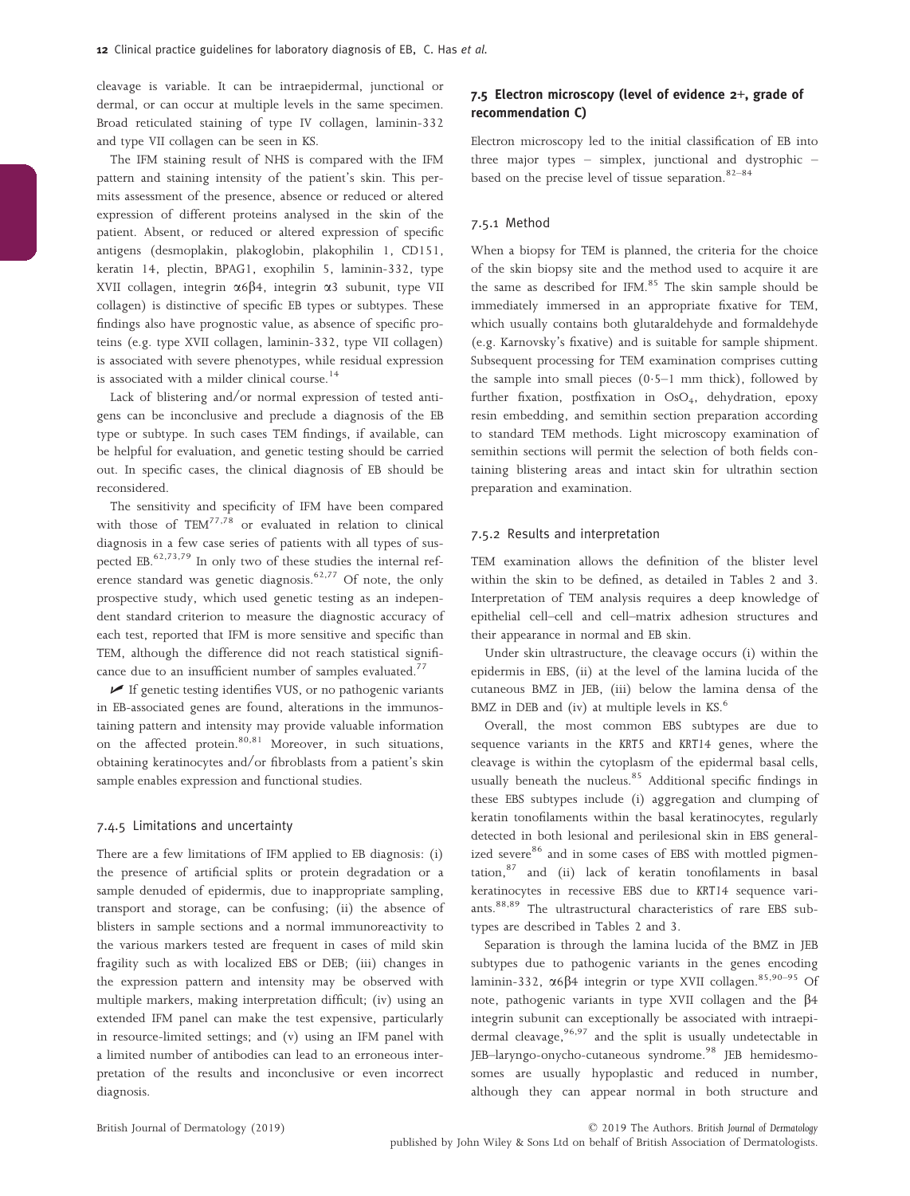cleavage is variable. It can be intraepidermal, junctional or dermal, or can occur at multiple levels in the same specimen. Broad reticulated staining of type IV collagen, laminin-332 and type VII collagen can be seen in KS.

The IFM staining result of NHS is compared with the IFM pattern and staining intensity of the patient's skin. This permits assessment of the presence, absence or reduced or altered expression of different proteins analysed in the skin of the patient. Absent, or reduced or altered expression of specific antigens (desmoplakin, plakoglobin, plakophilin 1, CD151, keratin 14, plectin, BPAG1, exophilin 5, laminin-332, type XVII collagen, integrin α6β4, integrin α3 subunit, type VII collagen) is distinctive of specific EB types or subtypes. These findings also have prognostic value, as absence of specific proteins (e.g. type XVII collagen, laminin-332, type VII collagen) is associated with severe phenotypes, while residual expression is associated with a milder clinical course.[14]

Lack of blistering and/or normal expression of tested antigens can be inconclusive and preclude a diagnosis of the EB type or subtype. In such cases TEM findings, if available, can be helpful for evaluation, and genetic testing should be carried out. In specific cases, the clinical diagnosis of EB should be reconsidered.

The sensitivity and specificity of IFM have been compared with those of TEM[77,78] or evaluated in relation to clinical diagnosis in a few case series of patients with all types of suspected EB.[62,73,79] In only two of these studies the internal reference standard was genetic diagnosis.[62,77] Of note, the only prospective study, which used genetic testing as an independent standard criterion to measure the diagnostic accuracy of each test, reported that IFM is more sensitive and specific than TEM, although the difference did not reach statistical significance due to an insufficient number of samples evaluated.[77]

✓ If genetic testing identifies VUS, or no pathogenic variants in EB-associated genes are found, alterations in the immunostaining pattern and intensity may provide valuable information on the affected protein.[80,81] Moreover, in such situations, obtaining keratinocytes and/or fibroblasts from a patient's skin sample enables expression and functional studies.

#### 7.4.5 Limitations and uncertainty

There are a few limitations of IFM applied to EB diagnosis: (i) the presence of artificial splits or protein degradation or a sample denuded of epidermis, due to inappropriate sampling, transport and storage, can be confusing; (ii) the absence of blisters in sample sections and a normal immunoreactivity to the various markers tested are frequent in cases of mild skin fragility such as with localized EBS or DEB; (iii) changes in the expression pattern and intensity may be observed with multiple markers, making interpretation difficult; (iv) using an extended IFM panel can make the test expensive, particularly in resource-limited settings; and (v) using an IFM panel with a limited number of antibodies can lead to an erroneous interpretation of the results and inconclusive or even incorrect diagnosis.

### 7.5 Electron microscopy (level of evidence 2+, grade of recommendation C)

Electron microscopy led to the initial classification of EB into three major types – simplex, junctional and dystrophic – based on the precise level of tissue separation.[82–84]

#### 7.5.1 Method

When a biopsy for TEM is planned, the criteria for the choice of the skin biopsy site and the method used to acquire it are the same as described for IFM.[85] The skin sample should be immediately immersed in an appropriate fixative for TEM, which usually contains both glutaraldehyde and formaldehyde (e.g. Karnovsky's fixative) and is suitable for sample shipment. Subsequent processing for TEM examination comprises cutting the sample into small pieces (0·5–1 mm thick), followed by further fixation, postfixation in $OsO_4$, dehydration, epoxy resin embedding, and semithin section preparation according to standard TEM methods. Light microscopy examination of semithin sections will permit the selection of both fields containing blistering areas and intact skin for ultrathin section preparation and examination.

#### 7.5.2 Results and interpretation

TEM examination allows the definition of the blister level within the skin to be defined, as detailed in Tables 2 and 3. Interpretation of TEM analysis requires a deep knowledge of epithelial cell–cell and cell–matrix adhesion structures and their appearance in normal and EB skin.

Under skin ultrastructure, the cleavage occurs (i) within the epidermis in EBS, (ii) at the level of the lamina lucida of the cutaneous BMZ in JEB, (iii) below the lamina densa of the BMZ in DEB and (iv) at multiple levels in KS.[6]

Overall, the most common EBS subtypes are due to sequence variants in the *KRT5* and *KRT14* genes, where the cleavage is within the cytoplasm of the epidermal basal cells, usually beneath the nucleus.[85] Additional specific findings in these EBS subtypes include (i) aggregation and clumping of keratin tonofilaments within the basal keratinocytes, regularly detected in both lesional and perilesional skin in EBS generalized severe[86] and in some cases of EBS with mottled pigmentation,[87] and (ii) lack of keratin tonofilaments in basal keratinocytes in recessive EBS due to *KRT14* sequence variants.[88,89] The ultrastructural characteristics of rare EBS subtypes are described in Tables 2 and 3.

Separation is through the lamina lucida of the BMZ in JEB subtypes due to pathogenic variants in the genes encoding laminin-332, α6β4 integrin or type XVII collagen.[85,90–95] Of note, pathogenic variants in type XVII collagen and the β4 integrin subunit can exceptionally be associated with intraepidermal cleavage,[96,97] and the split is usually undetectable in JEB–laryngo-onycho-cutaneous syndrome.[98] JEB hemidesmosomes are usually hypoplastic and reduced in number, although they can appear normal in both structure and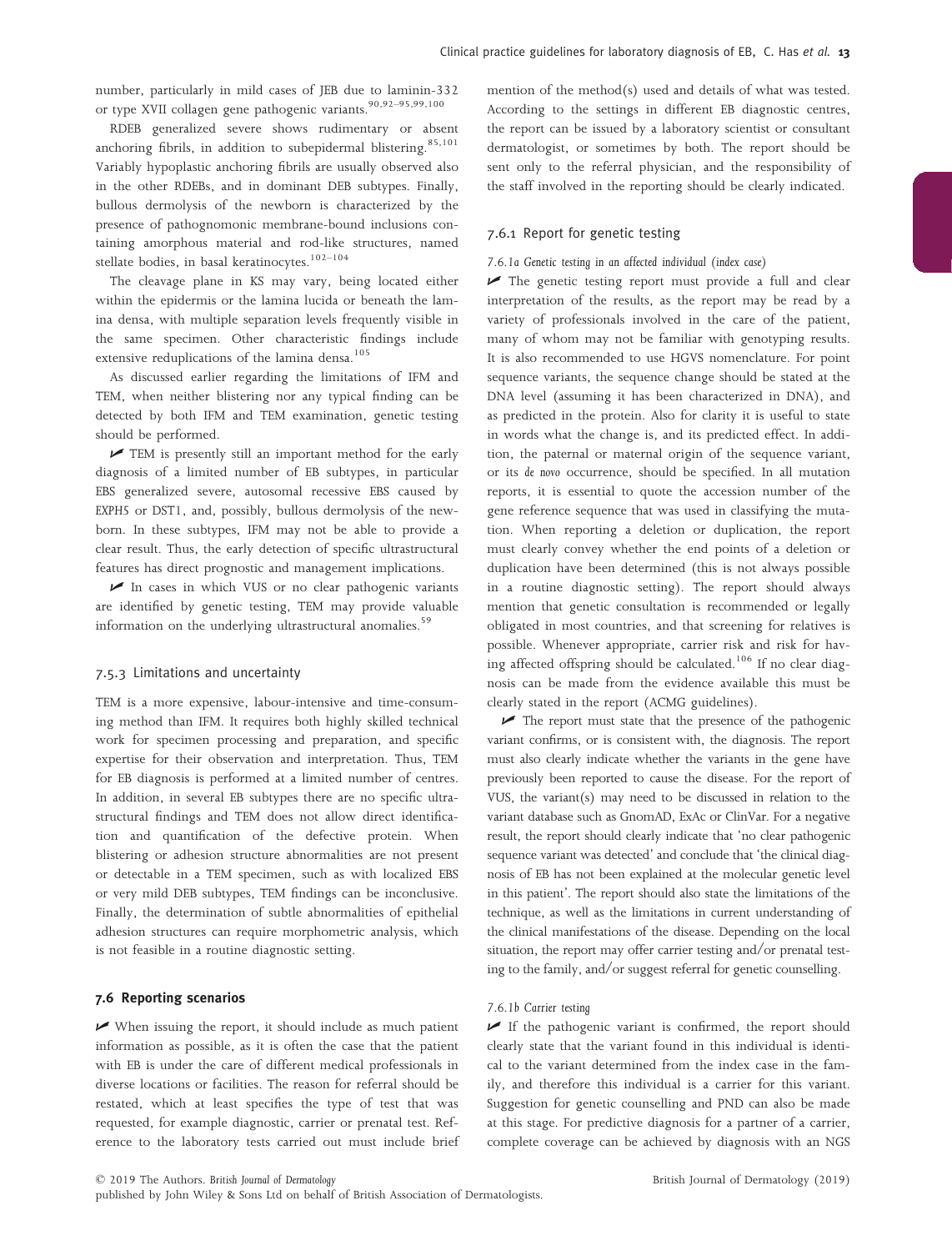number, particularly in mild cases of JEB due to laminin-332 or type XVII collagen gene pathogenic variants.[90,92–95,99,100]

RDEB generalized severe shows rudimentary or absent anchoring fibrils, in addition to subepidermal blistering.[85,101] Variably hypoplastic anchoring fibrils are usually observed also in the other RDEBs, and in dominant DEB subtypes. Finally, bullous dermolysis of the newborn is characterized by the presence of pathognomonic membrane-bound inclusions containing amorphous material and rod-like structures, named stellate bodies, in basal keratinocytes.[102–104]

The cleavage plane in KS may vary, being located either within the epidermis or the lamina lucida or beneath the lamina densa, with multiple separation levels frequently visible in the same specimen. Other characteristic findings include extensive reduplications of the lamina densa.[105]

As discussed earlier regarding the limitations of IFM and TEM, when neither blistering nor any typical finding can be detected by both IFM and TEM examination, genetic testing should be performed.

✓ TEM is presently still an important method for the early diagnosis of a limited number of EB subtypes, in particular EBS generalized severe, autosomal recessive EBS caused by *EXPH5* or *DST1*, and, possibly, bullous dermolysis of the newborn. In these subtypes, IFM may not be able to provide a clear result. Thus, the early detection of specific ultrastructural features has direct prognostic and management implications.

✓ In cases in which VUS or no clear pathogenic variants are identified by genetic testing, TEM may provide valuable information on the underlying ultrastructural anomalies.[59]

### 7.5.3 Limitations and uncertainty

TEM is a more expensive, labour-intensive and time-consuming method than IFM. It requires both highly skilled technical work for specimen processing and preparation, and specific expertise for their observation and interpretation. Thus, TEM for EB diagnosis is performed at a limited number of centres. In addition, in several EB subtypes there are no specific ultrastructural findings and TEM does not allow direct identification and quantification of the defective protein. When blistering or adhesion structure abnormalities are not present or detectable in a TEM specimen, such as with localized EBS or very mild DEB subtypes, TEM findings can be inconclusive. Finally, the determination of subtle abnormalities of epithelial adhesion structures can require morphometric analysis, which is not feasible in a routine diagnostic setting.

## 7.6 Reporting scenarios

✓ When issuing the report, it should include as much patient information as possible, as it is often the case that the patient with EB is under the care of different medical professionals in diverse locations or facilities. The reason for referral should be restated, which at least specifies the type of test that was requested, for example diagnostic, carrier or prenatal test. Reference to the laboratory tests carried out must include brief mention of the method(s) used and details of what was tested. According to the settings in different EB diagnostic centres, the report can be issued by a laboratory scientist or consultant dermatologist, or sometimes by both. The report should be sent only to the referral physician, and the responsibility of the staff involved in the reporting should be clearly indicated.

### 7.6.1 Report for genetic testing

#### *7.6.1a Genetic testing in an affected individual (index case)*

✓ The genetic testing report must provide a full and clear interpretation of the results, as the report may be read by a variety of professionals involved in the care of the patient, many of whom may not be familiar with genotyping results. It is also recommended to use HGVS nomenclature. For point sequence variants, the sequence change should be stated at the DNA level (assuming it has been characterized in DNA), and as predicted in the protein. Also for clarity it is useful to state in words what the change is, and its predicted effect. In addition, the paternal or maternal origin of the sequence variant, or its *de novo* occurrence, should be specified. In all mutation reports, it is essential to quote the accession number of the gene reference sequence that was used in classifying the mutation. When reporting a deletion or duplication, the report must clearly convey whether the end points of a deletion or duplication have been determined (this is not always possible in a routine diagnostic setting). The report should always mention that genetic consultation is recommended or legally obligated in most countries, and that screening for relatives is possible. Whenever appropriate, carrier risk and risk for having affected offspring should be calculated.[106] If no clear diagnosis can be made from the evidence available this must be clearly stated in the report (ACMG guidelines).

✓ The report must state that the presence of the pathogenic variant confirms, or is consistent with, the diagnosis. The report must also clearly indicate whether the variants in the gene have previously been reported to cause the disease. For the report of VUS, the variant(s) may need to be discussed in relation to the variant database such as GnomAD, ExAc or ClinVar. For a negative result, the report should clearly indicate that 'no clear pathogenic sequence variant was detected' and conclude that 'the clinical diagnosis of EB has not been explained at the molecular genetic level in this patient'. The report should also state the limitations of the technique, as well as the limitations in current understanding of the clinical manifestations of the disease. Depending on the local situation, the report may offer carrier testing and/or prenatal testing to the family, and/or suggest referral for genetic counselling.

#### *7.6.1b Carrier testing*

✓ If the pathogenic variant is confirmed, the report should clearly state that the variant found in this individual is identical to the variant determined from the index case in the family, and therefore this individual is a carrier for this variant. Suggestion for genetic counselling and PND can also be made at this stage. For predictive diagnosis for a partner of a carrier, complete coverage can be achieved by diagnosis with an NGS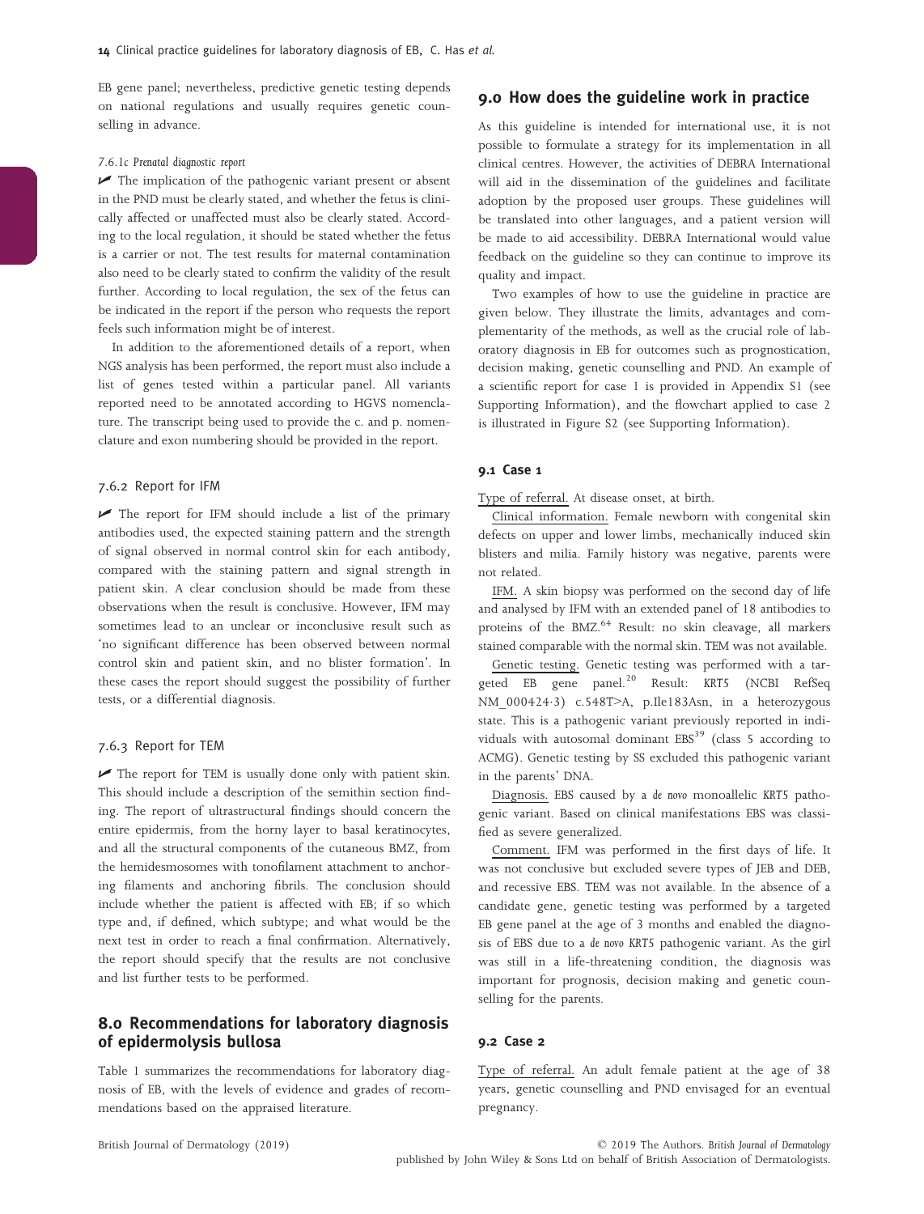EB gene panel; nevertheless, predictive genetic testing depends on national regulations and usually requires genetic counselling in advance.

#### 7.6.1c Prenatal diagnostic report

✔ The implication of the pathogenic variant present or absent in the PND must be clearly stated, and whether the fetus is clinically affected or unaffected must also be clearly stated. According to the local regulation, it should be stated whether the fetus is a carrier or not. The test results for maternal contamination also need to be clearly stated to confirm the validity of the result further. According to local regulation, the sex of the fetus can be indicated in the report if the person who requests the report feels such information might be of interest.

In addition to the aforementioned details of a report, when NGS analysis has been performed, the report must also include a list of genes tested within a particular panel. All variants reported need to be annotated according to HGVS nomenclature. The transcript being used to provide the c. and p. nomenclature and exon numbering should be provided in the report.

### 7.6.2 Report for IFM

✔ The report for IFM should include a list of the primary antibodies used, the expected staining pattern and the strength of signal observed in normal control skin for each antibody, compared with the staining pattern and signal strength in patient skin. A clear conclusion should be made from these observations when the result is conclusive. However, IFM may sometimes lead to an unclear or inconclusive result such as 'no significant difference has been observed between normal control skin and patient skin, and no blister formation'. In these cases the report should suggest the possibility of further tests, or a differential diagnosis.

### 7.6.3 Report for TEM

✔ The report for TEM is usually done only with patient skin. This should include a description of the semithin section finding. The report of ultrastructural findings should concern the entire epidermis, from the horny layer to basal keratinocytes, and all the structural components of the cutaneous BMZ, from the hemidesmosomes with tonofilament attachment to anchoring filaments and anchoring fibrils. The conclusion should include whether the patient is affected with EB; if so which type and, if defined, which subtype; and what would be the next test in order to reach a final confirmation. Alternatively, the report should specify that the results are not conclusive and list further tests to be performed.

## 8.0 Recommendations for laboratory diagnosis of epidermolysis bullosa

Table 1 summarizes the recommendations for laboratory diagnosis of EB, with the levels of evidence and grades of recommendations based on the appraised literature.

## 9.0 How does the guideline work in practice

As this guideline is intended for international use, it is not possible to formulate a strategy for its implementation in all clinical centres. However, the activities of DEBRA International will aid in the dissemination of the guidelines and facilitate adoption by the proposed user groups. These guidelines will be translated into other languages, and a patient version will be made to aid accessibility. DEBRA International would value feedback on the guideline so they can continue to improve its quality and impact.

Two examples of how to use the guideline in practice are given below. They illustrate the limits, advantages and complementarity of the methods, as well as the crucial role of laboratory diagnosis in EB for outcomes such as prognostication, decision making, genetic counselling and PND. An example of a scientific report for case 1 is provided in Appendix S1 (see Supporting Information), and the flowchart applied to case 2 is illustrated in Figure S2 (see Supporting Information).

### 9.1 Case 1

Type of referral. At disease onset, at birth.

Clinical information. Female newborn with congenital skin defects on upper and lower limbs, mechanically induced skin blisters and milia. Family history was negative, parents were not related.

IFM. A skin biopsy was performed on the second day of life and analysed by IFM with an extended panel of 18 antibodies to proteins of the BMZ.[64] Result: no skin cleavage, all markers stained comparable with the normal skin. TEM was not available.

Genetic testing. Genetic testing was performed with a targeted EB gene panel.[20] Result: *KRT5* (NCBI RefSeq NM_000424·3) c.548T>A, p.Ile183Asn, in a heterozygous state. This is a pathogenic variant previously reported in individuals with autosomal dominant EBS[39] (class 5 according to ACMG). Genetic testing by SS excluded this pathogenic variant in the parents' DNA.

Diagnosis. EBS caused by a *de novo* monoallelic *KRT5* pathogenic variant. Based on clinical manifestations EBS was classified as severe generalized.

Comment. IFM was performed in the first days of life. It was not conclusive but excluded severe types of JEB and DEB, and recessive EBS. TEM was not available. In the absence of a candidate gene, genetic testing was performed by a targeted EB gene panel at the age of 3 months and enabled the diagnosis of EBS due to a *de novo* *KRT5* pathogenic variant. As the girl was still in a life-threatening condition, the diagnosis was important for prognosis, decision making and genetic counselling for the parents.

### 9.2 Case 2

Type of referral. An adult female patient at the age of 38 years, genetic counselling and PND envisaged for an eventual pregnancy.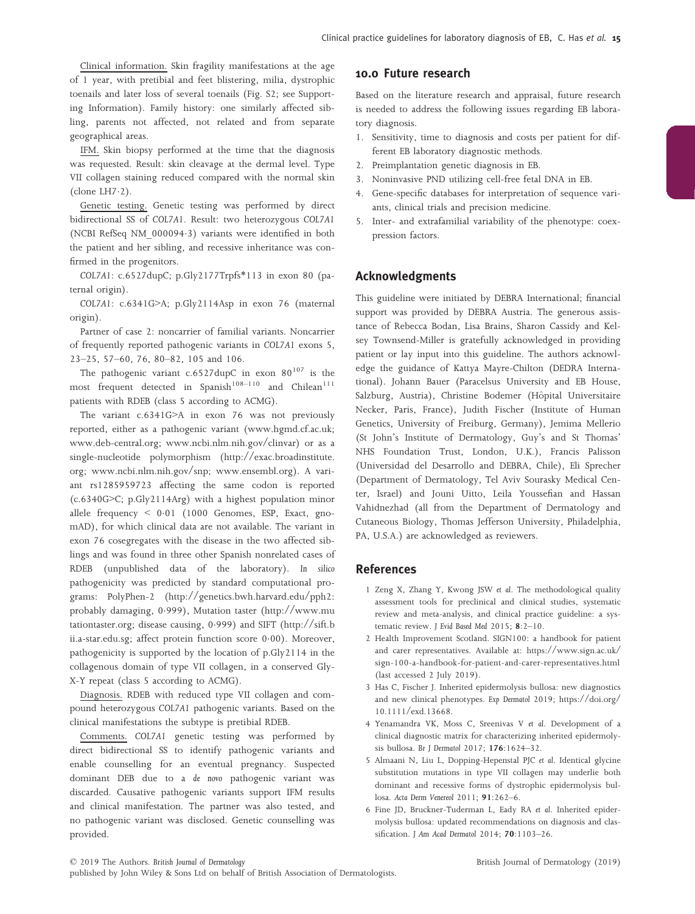Clinical information. Skin fragility manifestations at the age of 1 year, with pretibial and feet blistering, milia, dystrophic toenails and later loss of several toenails (Fig. S2; see Supporting Information). Family history: one similarly affected sibling, parents not affected, not related and from separate geographical areas.

IFM. Skin biopsy performed at the time that the diagnosis was requested. Result: skin cleavage at the dermal level. Type VII collagen staining reduced compared with the normal skin (clone LH7·2).

Genetic testing. Genetic testing was performed by direct bidirectional SS of *COL7A1*. Result: two heterozygous *COL7A1* (NCBI RefSeq NM_000094·3) variants were identified in both the patient and her sibling, and recessive inheritance was confirmed in the progenitors.

*COL7A1*: c.6527dupC; p.Gly2177Trpfs*113 in exon 80 (paternal origin).

*COL7A1*: c.6341G>A; p.Gly2114Asp in exon 76 (maternal origin).

Partner of case 2: noncarrier of familial variants. Noncarrier of frequently reported pathogenic variants in *COL7A1* exons 5, 23–25, 57–60, 76, 80–82, 105 and 106.

The pathogenic variant c.6527dupC in exon 80[107] is the most frequent detected in Spanish[108–110] and Chilean[111] patients with RDEB (class 5 according to ACMG).

The variant c.6341G>A in exon 76 was not previously reported, either as a pathogenic variant (www.hgmd.cf.ac.uk; www.deb-central.org; www.ncbi.nlm.nih.gov/clinvar) or as a single-nucleotide polymorphism (http://exac.broadinstitute.org; www.ncbi.nlm.nih.gov/snp; www.ensembl.org). A variant rs1285959723 affecting the same codon is reported (c.6340G>C; p.Gly2114Arg) with a highest population minor allele frequency < 0·01 (1000 Genomes, ESP, Exact, gnomAD), for which clinical data are not available. The variant in exon 76 cosegregates with the disease in the two affected siblings and was found in three other Spanish nonrelated cases of RDEB (unpublished data of the laboratory). *In silico* pathogenicity was predicted by standard computational programs: PolyPhen-2 (http://genetics.bwh.harvard.edu/pph2: probably damaging, 0·999), Mutation taster (http://www.mutationtaster.org; disease causing, 0·999) and SIFT (http://sift.bii.a-star.edu.sg; affect protein function score 0·00). Moreover, pathogenicity is supported by the location of p.Gly2114 in the collagenous domain of type VII collagen, in a conserved Gly-X-Y repeat (class 5 according to ACMG).

Diagnosis. RDEB with reduced type VII collagen and compound heterozygous *COL7A1* pathogenic variants. Based on the clinical manifestations the subtype is pretibial RDEB.

Comments. *COL7A1* genetic testing was performed by direct bidirectional SS to identify pathogenic variants and enable counselling for an eventual pregnancy. Suspected dominant DEB due to a *de novo* pathogenic variant was discarded. Causative pathogenic variants support IFM results and clinical manifestation. The partner was also tested, and no pathogenic variant was disclosed. Genetic counselling was provided.

## 10.0 Future research

Based on the literature research and appraisal, future research is needed to address the following issues regarding EB laboratory diagnosis.

1. Sensitivity, time to diagnosis and costs per patient for different EB laboratory diagnostic methods.
2. Preimplantation genetic diagnosis in EB.
3. Noninvasive PND utilizing cell-free fetal DNA in EB.
4. Gene-specific databases for interpretation of sequence variants, clinical trials and precision medicine.
5. Inter- and extrafamilial variability of the phenotype: coexpression factors.

## Acknowledgments

This guideline were initiated by DEBRA International; financial support was provided by DEBRA Austria. The generous assistance of Rebecca Bodan, Lisa Brains, Sharon Cassidy and Kelsey Townsend-Miller is gratefully acknowledged in providing patient or lay input into this guideline. The authors acknowledge the guidance of Kattya Mayre-Chilton (DEDRA International). Johann Bauer (Paracelsus University and EB House, Salzburg, Austria), Christine Bodemer (Hôpital Universitaire Necker, Paris, France), Judith Fischer (Institute of Human Genetics, University of Freiburg, Germany), Jemima Mellerio (St John's Institute of Dermatology, Guy's and St Thomas' NHS Foundation Trust, London, U.K.), Francis Palisson (Universidad del Desarrollo and DEBRA, Chile), Eli Sprecher (Department of Dermatology, Tel Aviv Sourasky Medical Center, Israel) and Jouni Uitto, Leila Youssefian and Hassan Vahidnezhad (all from the Department of Dermatology and Cutaneous Biology, Thomas Jefferson University, Philadelphia, PA, U.S.A.) are acknowledged as reviewers.

## References

1 Zeng X, Zhang Y, Kwong JSW *et al.* The methodological quality assessment tools for preclinical and clinical studies, systematic review and meta-analysis, and clinical practice guideline: a systematic review. *J Evid Based Med* 2015; **8**:2–10.

2 Health Improvement Scotland. SIGN100: a handbook for patient and carer representatives. Available at: https://www.sign.ac.uk/sign-100-a-handbook-for-patient-and-carer-representatives.html (last accessed 2 July 2019).

3 Has C, Fischer J. Inherited epidermolysis bullosa: new diagnostics and new clinical phenotypes. *Exp Dermatol* 2019; https://doi.org/10.1111/exd.13668.

4 Yenamandra VK, Moss C, Sreenivas V *et al.* Development of a clinical diagnostic matrix for characterizing inherited epidermolysis bullosa. *Br J Dermatol* 2017; **176**:1624–32.

5 Almaani N, Liu L, Dopping-Hepenstal PJC *et al.* Identical glycine substitution mutations in type VII collagen may underlie both dominant and recessive forms of dystrophic epidermolysis bullosa. *Acta Derm Venereol* 2011; **91**:262–6.

6 Fine JD, Bruckner-Tuderman L, Eady RA *et al.* Inherited epidermolysis bullosa: updated recommendations on diagnosis and classification. *J Am Acad Dermatol* 2014; **70**:1103–26.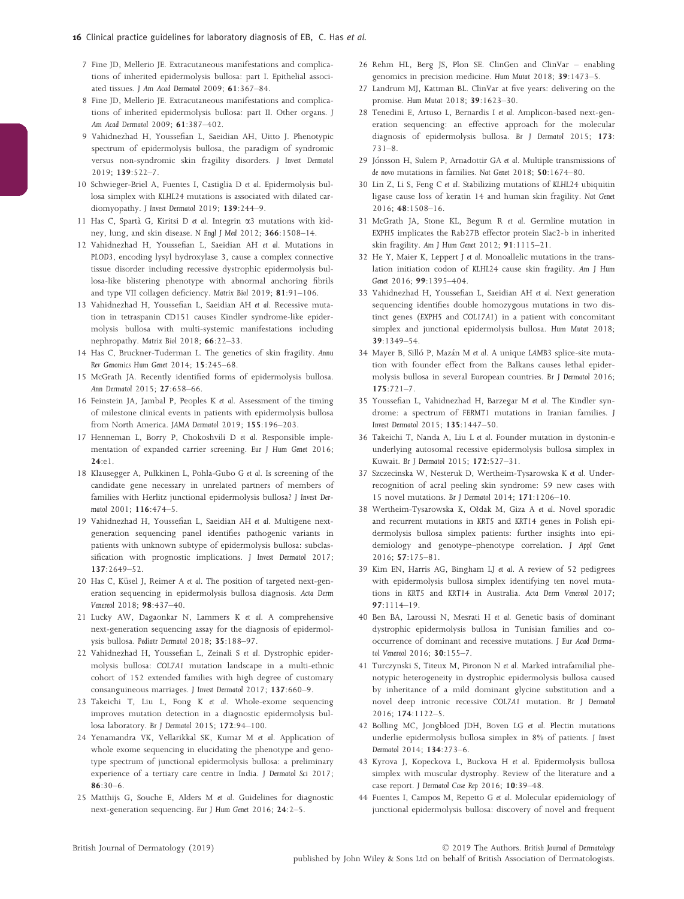7 Fine JD, Mellerio JE. Extracutaneous manifestations and complications of inherited epidermolysis bullosa: part I. Epithelial associated tissues. *J Am Acad Dermatol* 2009; **61**:367–84.

8 Fine JD, Mellerio JE. Extracutaneous manifestations and complications of inherited epidermolysis bullosa: part II. Other organs. *J Am Acad Dermatol* 2009; **61**:387–402.

9 Vahidnezhad H, Youssefian L, Saeidian AH, Uitto J. Phenotypic spectrum of epidermolysis bullosa, the paradigm of syndromic versus non-syndromic skin fragility disorders. *J Invest Dermatol* 2019; **139**:522–7.

10 Schwieger-Briel A, Fuentes I, Castiglia D *et al.* Epidermolysis bullosa simplex with *KLHL24* mutations is associated with dilated cardiomyopathy. *J Invest Dermatol* 2019; **139**:244–9.

11 Has C, Spartà G, Kiritsi D *et al.* Integrin α3 mutations with kidney, lung, and skin disease. *N Engl J Med* 2012; **366**:1508–14.

12 Vahidnezhad H, Youssefian L, Saeidian AH *et al.* Mutations in *PLOD3*, encoding lysyl hydroxylase 3, cause a complex connective tissue disorder including recessive dystrophic epidermolysis bullosa-like blistering phenotype with abnormal anchoring fibrils and type VII collagen deficiency. *Matrix Biol* 2019; **81**:91–106.

13 Vahidnezhad H, Youssefian L, Saeidian AH *et al.* Recessive mutation in tetraspanin CD151 causes Kindler syndrome-like epidermolysis bullosa with multi-systemic manifestations including nephropathy. *Matrix Biol* 2018; **66**:22–33.

14 Has C, Bruckner-Tuderman L. The genetics of skin fragility. *Annu Rev Genomics Hum Genet* 2014; **15**:245–68.

15 McGrath JA. Recently identified forms of epidermolysis bullosa. *Ann Dermatol* 2015; **27**:658–66.

16 Feinstein JA, Jambal P, Peoples K *et al.* Assessment of the timing of milestone clinical events in patients with epidermolysis bullosa from North America. *JAMA Dermatol* 2019; **155**:196–203.

17 Henneman L, Borry P, Chokoshvili D *et al.* Responsible implementation of expanded carrier screening. *Eur J Hum Genet* 2016; **24**:e1.

18 Klausegger A, Pulkkinen L, Pohla-Gubo G *et al.* Is screening of the candidate gene necessary in unrelated partners of members of families with Herlitz junctional epidermolysis bullosa? *J Invest Dermatol* 2001; **116**:474–5.

19 Vahidnezhad H, Youssefian L, Saeidian AH *et al.* Multigene next-generation sequencing panel identifies pathogenic variants in patients with unknown subtype of epidermolysis bullosa: subclassification with prognostic implications. *J Invest Dermatol* 2017; **137**:2649–52.

20 Has C, Küsel J, Reimer A *et al.* The position of targeted next-generation sequencing in epidermolysis bullosa diagnosis. *Acta Derm Venereol* 2018; **98**:437–40.

21 Lucky AW, Dagaonkar N, Lammers K *et al.* A comprehensive next-generation sequencing assay for the diagnosis of epidermolysis bullosa. *Pediatr Dermatol* 2018; **35**:188–97.

22 Vahidnezhad H, Youssefian L, Zeinali S *et al.* Dystrophic epidermolysis bullosa: *COL7A1* mutation landscape in a multi-ethnic cohort of 152 extended families with high degree of customary consanguineous marriages. *J Invest Dermatol* 2017; **137**:660–9.

23 Takeichi T, Liu L, Fong K *et al.* Whole-exome sequencing improves mutation detection in a diagnostic epidermolysis bullosa laboratory. *Br J Dermatol* 2015; **172**:94–100.

24 Yenamandra VK, Vellarikkal SK, Kumar M *et al.* Application of whole exome sequencing in elucidating the phenotype and genotype spectrum of junctional epidermolysis bullosa: a preliminary experience of a tertiary care centre in India. *J Dermatol Sci* 2017; **86**:30–6.

25 Matthijs G, Souche E, Alders M *et al.* Guidelines for diagnostic next-generation sequencing. *Eur J Hum Genet* 2016; **24**:2–5.

26 Rehm HL, Berg JS, Plon SE. ClinGen and ClinVar – enabling genomics in precision medicine. *Hum Mutat* 2018; **39**:1473–5.

27 Landrum MJ, Kattman BL. ClinVar at five years: delivering on the promise. *Hum Mutat* 2018; **39**:1623–30.

28 Tenedini E, Artuso L, Bernardis I *et al.* Amplicon-based next-generation sequencing: an effective approach for the molecular diagnosis of epidermolysis bullosa. *Br J Dermatol* 2015; **173**:731–8.

29 Jónsson H, Sulem P, Arnadottir GA *et al.* Multiple transmissions of *de novo* mutations in families. *Nat Genet* 2018; **50**:1674–80.

30 Lin Z, Li S, Feng C *et al.* Stabilizing mutations of *KLHL24* ubiquitin ligase cause loss of keratin 14 and human skin fragility. *Nat Genet* 2016; **48**:1508–16.

31 McGrath JA, Stone KL, Begum R *et al.* Germline mutation in *EXPH5* implicates the Rab27B effector protein Slac2-b in inherited skin fragility. *Am J Hum Genet* 2012; **91**:1115–21.

32 He Y, Maier K, Leppert J *et al.* Monoallelic mutations in the translation initiation codon of *KLHL24* cause skin fragility. *Am J Hum Genet* 2016; **99**:1395–404.

33 Vahidnezhad H, Youssefian L, Saeidian AH *et al.* Next generation sequencing identifies double homozygous mutations in two distinct genes (*EXPH5* and *COL17A1*) in a patient with concomitant simplex and junctional epidermolysis bullosa. *Hum Mutat* 2018; **39**:1349–54.

34 Mayer B, Silló P, Mazán M *et al.* A unique *LAMB3* splice-site mutation with founder effect from the Balkans causes lethal epidermolysis bullosa in several European countries. *Br J Dermatol* 2016; **175**:721–7.

35 Youssefian L, Vahidnezhad H, Barzegar M *et al.* The Kindler syndrome: a spectrum of *FERMT1* mutations in Iranian families. *J Invest Dermatol* 2015; **135**:1447–50.

36 Takeichi T, Nanda A, Liu L *et al.* Founder mutation in dystonin-e underlying autosomal recessive epidermolysis bullosa simplex in Kuwait. *Br J Dermatol* 2015; **172**:527–31.

37 Szczecinska W, Nesteruk D, Wertheim-Tysarowska K *et al.* Under-recognition of acral peeling skin syndrome: 59 new cases with 15 novel mutations. *Br J Dermatol* 2014; **171**:1206–10.

38 Wertheim-Tysarowska K, Ołdak M, Giza A *et al.* Novel sporadic and recurrent mutations in *KRT5* and *KRT14* genes in Polish epidermolysis bullosa simplex patients: further insights into epidemiology and genotype–phenotype correlation. *J Appl Genet* 2016; **57**:175–81.

39 Kim EN, Harris AG, Bingham LJ *et al.* A review of 52 pedigrees with epidermolysis bullosa simplex identifying ten novel mutations in *KRT5* and *KRT14* in Australia. *Acta Derm Venereol* 2017; **97**:1114–19.

40 Ben BA, Laroussi N, Mesrati H *et al.* Genetic basis of dominant dystrophic epidermolysis bullosa in Tunisian families and co-occurrence of dominant and recessive mutations. *J Eur Acad Dermatol Venereol* 2016; **30**:155–7.

41 Turczynski S, Titeux M, Pironon N *et al.* Marked intrafamilial phenotypic heterogeneity in dystrophic epidermolysis bullosa caused by inheritance of a mild dominant glycine substitution and a novel deep intronic recessive *COL7A1* mutation. *Br J Dermatol* 2016; **174**:1122–5.

42 Bolling MC, Jongbloed JDH, Boven LG *et al.* Plectin mutations underlie epidermolysis bullosa simplex in 8% of patients. *J Invest Dermatol* 2014; **134**:273–6.

43 Kyrova J, Kopeckova L, Buckova H *et al.* Epidermolysis bullosa simplex with muscular dystrophy. Review of the literature and a case report. *J Dermatol Case Rep* 2016; **10**:39–48.

44 Fuentes I, Campos M, Repetto G *et al.* Molecular epidemiology of junctional epidermolysis bullosa: discovery of novel and frequent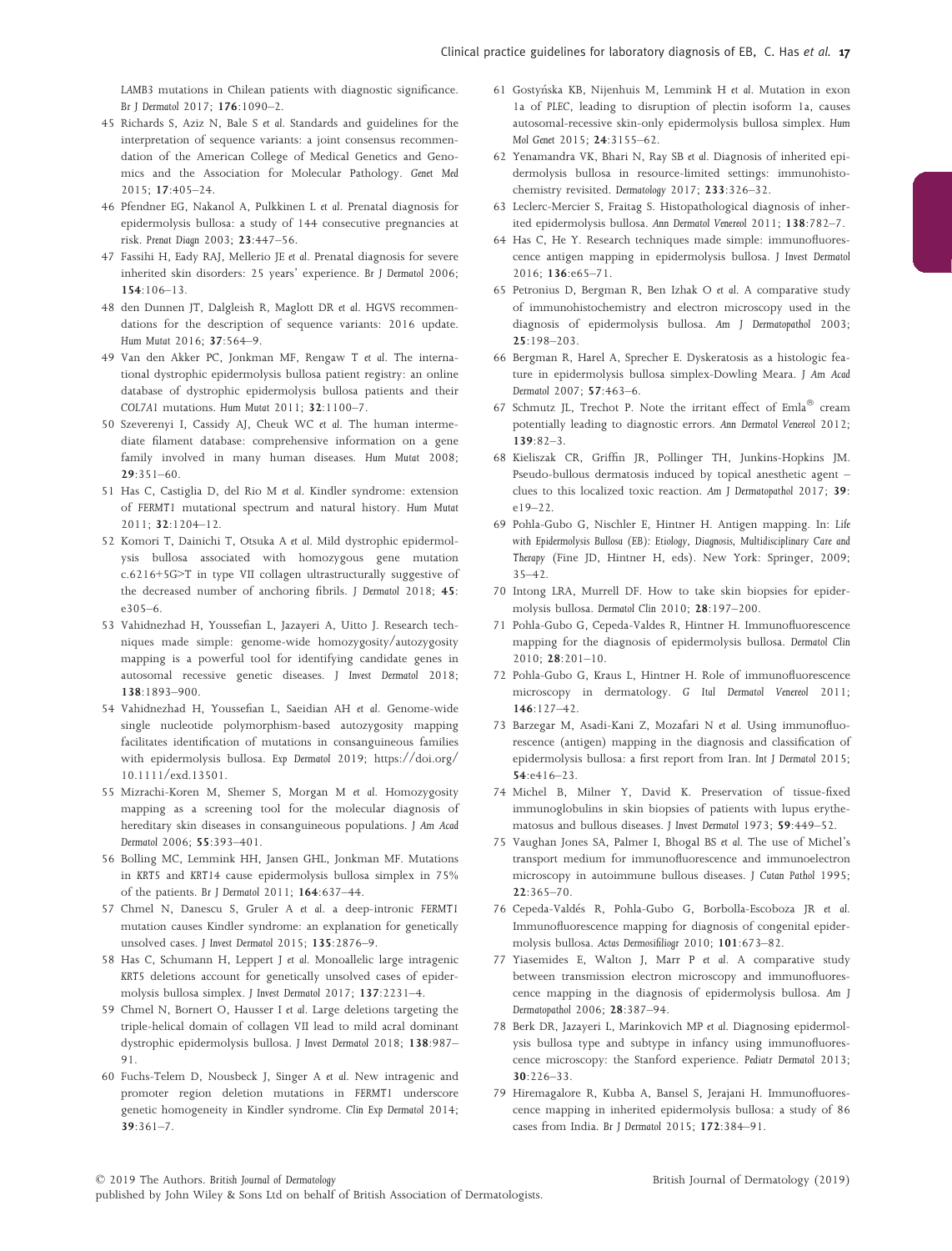*LAMB3* mutations in Chilean patients with diagnostic significance. *Br J Dermatol* 2017; **176**:1090–2.

45 Richards S, Aziz N, Bale S *et al.* Standards and guidelines for the interpretation of sequence variants: a joint consensus recommendation of the American College of Medical Genetics and Genomics and the Association for Molecular Pathology. *Genet Med* 2015; **17**:405–24.

46 Pfendner EG, Nakanol A, Pulkkinen L *et al.* Prenatal diagnosis for epidermolysis bullosa: a study of 144 consecutive pregnancies at risk. *Prenat Diagn* 2003; **23**:447–56.

47 Fassihi H, Eady RAJ, Mellerio JE *et al.* Prenatal diagnosis for severe inherited skin disorders: 25 years' experience. *Br J Dermatol* 2006; **154**:106–13.

48 den Dunnen JT, Dalgleish R, Maglott DR *et al.* HGVS recommendations for the description of sequence variants: 2016 update. *Hum Mutat* 2016; **37**:564–9.

49 Van den Akker PC, Jonkman MF, Rengaw T *et al.* The international dystrophic epidermolysis bullosa patient registry: an online database of dystrophic epidermolysis bullosa patients and their *COL7A1* mutations. *Hum Mutat* 2011; **32**:1100–7.

50 Szeverenyi I, Cassidy AJ, Cheuk WC *et al.* The human intermediate filament database: comprehensive information on a gene family involved in many human diseases. *Hum Mutat* 2008; **29**:351–60.

51 Has C, Castiglia D, del Rio M *et al.* Kindler syndrome: extension of *FERMT1* mutational spectrum and natural history. *Hum Mutat* 2011; **32**:1204–12.

52 Komori T, Dainichi T, Otsuka A *et al.* Mild dystrophic epidermolysis bullosa associated with homozygous gene mutation c.6216+5G>T in type VII collagen ultrastructurally suggestive of the decreased number of anchoring fibrils. *J Dermatol* 2018; **45**: e305–6.

53 Vahidnezhad H, Youssefian L, Jazayeri A, Uitto J. Research techniques made simple: genome-wide homozygosity/autozygosity mapping is a powerful tool for identifying candidate genes in autosomal recessive genetic diseases. *J Invest Dermatol* 2018; **138**:1893–900.

54 Vahidnezhad H, Youssefian L, Saeidian AH *et al.* Genome-wide single nucleotide polymorphism-based autozygosity mapping facilitates identification of mutations in consanguineous families with epidermolysis bullosa. *Exp Dermatol* 2019; https://doi.org/10.1111/exd.13501.

55 Mizrachi-Koren M, Shemer S, Morgan M *et al.* Homozygosity mapping as a screening tool for the molecular diagnosis of hereditary skin diseases in consanguineous populations. *J Am Acad Dermatol* 2006; **55**:393–401.

56 Bolling MC, Lemmink HH, Jansen GHL, Jonkman MF. Mutations in *KRT5* and *KRT14* cause epidermolysis bullosa simplex in 75% of the patients. *Br J Dermatol* 2011; **164**:637–44.

57 Chmel N, Danescu S, Gruler A *et al.* a deep-intronic *FERMT1* mutation causes Kindler syndrome: an explanation for genetically unsolved cases. *J Invest Dermatol* 2015; **135**:2876–9.

58 Has C, Schumann H, Leppert J *et al.* Monoallelic large intragenic *KRT5* deletions account for genetically unsolved cases of epidermolysis bullosa simplex. *J Invest Dermatol* 2017; **137**:2231–4.

59 Chmel N, Bornert O, Hausser I *et al.* Large deletions targeting the triple-helical domain of collagen VII lead to mild acral dominant dystrophic epidermolysis bullosa. *J Invest Dermatol* 2018; **138**:987–91.

60 Fuchs-Telem D, Nousbeck J, Singer A *et al.* New intragenic and promoter region deletion mutations in *FERMT1* underscore genetic homogeneity in Kindler syndrome. *Clin Exp Dermatol* 2014; **39**:361–7.

61 Gostyńska KB, Nijenhuis M, Lemmink H *et al.* Mutation in exon 1a of *PLEC*, leading to disruption of plectin isoform 1a, causes autosomal-recessive skin-only epidermolysis bullosa simplex. *Hum Mol Genet* 2015; **24**:3155–62.

62 Yenamandra VK, Bhari N, Ray SB *et al.* Diagnosis of inherited epidermolysis bullosa in resource-limited settings: immunohistochemistry revisited. *Dermatology* 2017; **233**:326–32.

63 Leclerc-Mercier S, Fraitag S. Histopathological diagnosis of inherited epidermolysis bullosa. *Ann Dermatol Venereol* 2011; **138**:782–7.

64 Has C, He Y. Research techniques made simple: immunofluorescence antigen mapping in epidermolysis bullosa. *J Invest Dermatol* 2016; **136**:e65–71.

65 Petronius D, Bergman R, Ben Izhak O *et al.* A comparative study of immunohistochemistry and electron microscopy used in the diagnosis of epidermolysis bullosa. *Am J Dermatopathol* 2003; **25**:198–203.

66 Bergman R, Harel A, Sprecher E. Dyskeratosis as a histologic feature in epidermolysis bullosa simplex-Dowling Meara. *J Am Acad Dermatol* 2007; **57**:463–6.

67 Schmutz JL, Trechot P. Note the irritant effect of Emla® cream potentially leading to diagnostic errors. *Ann Dermatol Venereol* 2012; **139**:82–3.

68 Kieliszak CR, Griffin JR, Pollinger TH, Junkins-Hopkins JM. Pseudo-bullous dermatosis induced by topical anesthetic agent – clues to this localized toxic reaction. *Am J Dermatopathol* 2017; **39**: e19–22.

69 Pohla-Gubo G, Nischler E, Hintner H. Antigen mapping. In: *Life with Epidermolysis Bullosa (EB): Etiology, Diagnosis, Multidisciplinary Care and Therapy* (Fine JD, Hintner H, eds). New York: Springer, 2009; 35–42.

70 Intong LRA, Murrell DF. How to take skin biopsies for epidermolysis bullosa. *Dermatol Clin* 2010; **28**:197–200.

71 Pohla-Gubo G, Cepeda-Valdes R, Hintner H. Immunofluorescence mapping for the diagnosis of epidermolysis bullosa. *Dermatol Clin* 2010; **28**:201–10.

72 Pohla-Gubo G, Kraus L, Hintner H. Role of immunofluorescence microscopy in dermatology. *G Ital Dermatol Venereol* 2011; **146**:127–42.

73 Barzegar M, Asadi-Kani Z, Mozafari N *et al.* Using immunofluorescence (antigen) mapping in the diagnosis and classification of epidermolysis bullosa: a first report from Iran. *Int J Dermatol* 2015; **54**:e416–23.

74 Michel B, Milner Y, David K. Preservation of tissue-fixed immunoglobulins in skin biopsies of patients with lupus erythematosus and bullous diseases. *J Invest Dermatol* 1973; **59**:449–52.

75 Vaughan Jones SA, Palmer I, Bhogal BS *et al.* The use of Michel's transport medium for immunofluorescence and immunoelectron microscopy in autoimmune bullous diseases. *J Cutan Pathol* 1995; **22**:365–70.

76 Cepeda-Valdés R, Pohla-Gubo G, Borbolla-Escoboza JR *et al.* Immunofluorescence mapping for diagnosis of congenital epidermolysis bullosa. *Actas Dermosifiliogr* 2010; **101**:673–82.

77 Yiasemides E, Walton J, Marr P *et al.* A comparative study between transmission electron microscopy and immunofluorescence mapping in the diagnosis of epidermolysis bullosa. *Am J Dermatopathol* 2006; **28**:387–94.

78 Berk DR, Jazayeri L, Marinkovich MP *et al.* Diagnosing epidermolysis bullosa type and subtype in infancy using immunofluorescence microscopy: the Stanford experience. *Pediatr Dermatol* 2013; **30**:226–33.

79 Hiremagalore R, Kubba A, Bansel S, Jerajani H. Immunofluorescence mapping in inherited epidermolysis bullosa: a study of 86 cases from India. *Br J Dermatol* 2015; **172**:384–91.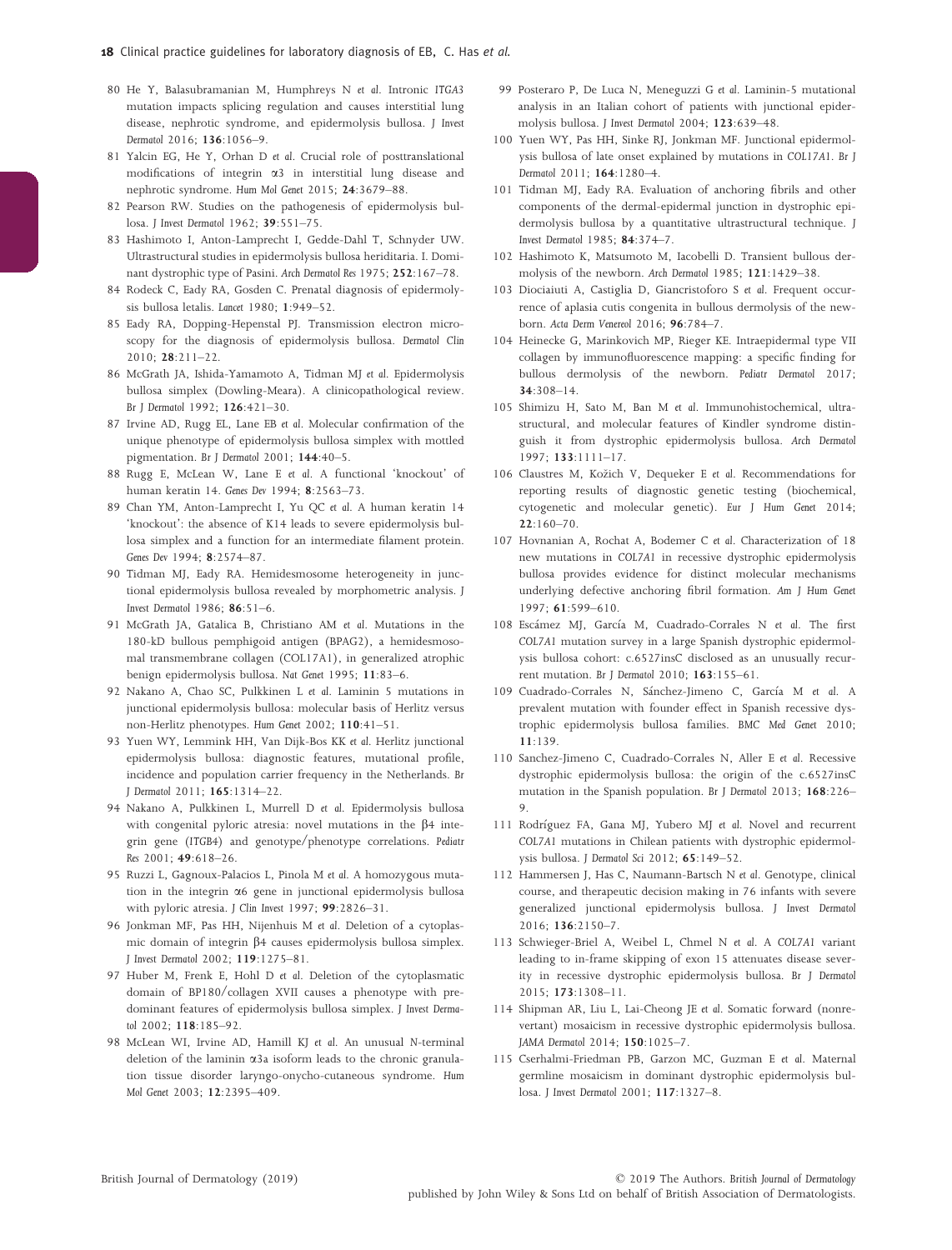80 He Y, Balasubramanian M, Humphreys N *et al.* Intronic *ITGA3* mutation impacts splicing regulation and causes interstitial lung disease, nephrotic syndrome, and epidermolysis bullosa. *J Invest Dermatol* 2016; **136**:1056–9.

81 Yalcin EG, He Y, Orhan D *et al.* Crucial role of posttranslational modifications of integrin α3 in interstitial lung disease and nephrotic syndrome. *Hum Mol Genet* 2015; **24**:3679–88.

82 Pearson RW. Studies on the pathogenesis of epidermolysis bullosa. *J Invest Dermatol* 1962; **39**:551–75.

83 Hashimoto I, Anton-Lamprecht I, Gedde-Dahl T, Schnyder UW. Ultrastructural studies in epidermolysis bullosa hereditaria. I. Dominant dystrophic type of Pasini. *Arch Dermatol Res* 1975; **252**:167–78.

84 Rodeck C, Eady RA, Gosden C. Prenatal diagnosis of epidermolysis bullosa letalis. *Lancet* 1980; **1**:949–52.

85 Eady RA, Dopping-Hepenstal PJ. Transmission electron microscopy for the diagnosis of epidermolysis bullosa. *Dermatol Clin* 2010; **28**:211–22.

86 McGrath JA, Ishida-Yamamoto A, Tidman MJ *et al.* Epidermolysis bullosa simplex (Dowling-Meara). A clinicopathological review. *Br J Dermatol* 1992; **126**:421–30.

87 Irvine AD, Rugg EL, Lane EB *et al.* Molecular confirmation of the unique phenotype of epidermolysis bullosa simplex with mottled pigmentation. *Br J Dermatol* 2001; **144**:40–5.

88 Rugg E, McLean W, Lane E *et al.* A functional 'knockout' of human keratin 14. *Genes Dev* 1994; **8**:2563–73.

89 Chan YM, Anton-Lamprecht I, Yu QC *et al.* A human keratin 14 'knockout': the absence of K14 leads to severe epidermolysis bullosa simplex and a function for an intermediate filament protein. *Genes Dev* 1994; **8**:2574–87.

90 Tidman MJ, Eady RA. Hemidesmosome heterogeneity in junctional epidermolysis bullosa revealed by morphometric analysis. *J Invest Dermatol* 1986; **86**:51–6.

91 McGrath JA, Gatalica B, Christiano AM *et al.* Mutations in the 180-kD bullous pemphigoid antigen (BPAG2), a hemidesmosomal transmembrane collagen (COL17A1), in generalized atrophic benign epidermolysis bullosa. *Nat Genet* 1995; **11**:83–6.

92 Nakano A, Chao SC, Pulkkinen L *et al.* Laminin 5 mutations in junctional epidermolysis bullosa: molecular basis of Herlitz versus non-Herlitz phenotypes. *Hum Genet* 2002; **110**:41–51.

93 Yuen WY, Lemmink HH, Van Dijk-Bos KK *et al.* Herlitz junctional epidermolysis bullosa: diagnostic features, mutational profile, incidence and population carrier frequency in the Netherlands. *Br J Dermatol* 2011; **165**:1314–22.

94 Nakano A, Pulkkinen L, Murrell D *et al.* Epidermolysis bullosa with congenital pyloric atresia: novel mutations in the β4 integrin gene (*ITGB4*) and genotype/phenotype correlations. *Pediatr Res* 2001; **49**:618–26.

95 Ruzzi L, Gagnoux-Palacios L, Pinola M *et al.* A homozygous mutation in the integrin α6 gene in junctional epidermolysis bullosa with pyloric atresia. *J Clin Invest* 1997; **99**:2826–31.

96 Jonkman MF, Pas HH, Nijenhuis M *et al.* Deletion of a cytoplasmic domain of integrin β4 causes epidermolysis bullosa simplex. *J Invest Dermatol* 2002; **119**:1275–81.

97 Huber M, Frenk E, Hohl D *et al.* Deletion of the cytoplasmatic domain of BP180/collagen XVII causes a phenotype with predominant features of epidermolysis bullosa simplex. *J Invest Dermatol* 2002; **118**:185–92.

98 McLean WI, Irvine AD, Hamill KJ *et al.* An unusual N-terminal deletion of the laminin α3a isoform leads to the chronic granulation tissue disorder laryngo-onycho-cutaneous syndrome. *Hum Mol Genet* 2003; **12**:2395–409.

99 Posteraro P, De Luca N, Meneguzzi G *et al.* Laminin-5 mutational analysis in an Italian cohort of patients with junctional epidermolysis bullosa. *J Invest Dermatol* 2004; **123**:639–48.

100 Yuen WY, Pas HH, Sinke RJ, Jonkman MF. Junctional epidermolysis bullosa of late onset explained by mutations in *COL17A1*. *Br J Dermatol* 2011; **164**:1280–4.

101 Tidman MJ, Eady RA. Evaluation of anchoring fibrils and other components of the dermal-epidermal junction in dystrophic epidermolysis bullosa by a quantitative ultrastructural technique. *J Invest Dermatol* 1985; **84**:374–7.

102 Hashimoto K, Matsumoto M, Iacobelli D. Transient bullous dermolysis of the newborn. *Arch Dermatol* 1985; **121**:1429–38.

103 Diociaiuti A, Castiglia D, Giancristoforo S *et al.* Frequent occurrence of aplasia cutis congenita in bullous dermolysis of the newborn. *Acta Derm Venereol* 2016; **96**:784–7.

104 Heinecke G, Marinkovich MP, Rieger KE. Intraepidermal type VII collagen by immunofluorescence mapping: a specific finding for bullous dermolysis of the newborn. *Pediatr Dermatol* 2017; **34**:308–14.

105 Shimizu H, Sato M, Ban M *et al.* Immunohistochemical, ultrastructural, and molecular features of Kindler syndrome distinguish it from dystrophic epidermolysis bullosa. *Arch Dermatol* 1997; **133**:1111–17.

106 Claustres M, Kožich V, Dequeker E *et al.* Recommendations for reporting results of diagnostic genetic testing (biochemical, cytogenetic and molecular genetic). *Eur J Hum Genet* 2014; **22**:160–70.

107 Hovnanian A, Rochat A, Bodemer C *et al.* Characterization of 18 new mutations in *COL7A1* in recessive dystrophic epidermolysis bullosa provides evidence for distinct molecular mechanisms underlying defective anchoring fibril formation. *Am J Hum Genet* 1997; **61**:599–610.

108 Escámez MJ, García M, Cuadrado-Corrales N *et al.* The first *COL7A1* mutation survey in a large Spanish dystrophic epidermolysis bullosa cohort: c.6527insC disclosed as an unusually recurrent mutation. *Br J Dermatol* 2010; **163**:155–61.

109 Cuadrado-Corrales N, Sánchez-Jimeno C, García M *et al.* A prevalent mutation with founder effect in Spanish recessive dystrophic epidermolysis bullosa families. *BMC Med Genet* 2010; **11**:139.

110 Sanchez-Jimeno C, Cuadrado-Corrales N, Aller E *et al.* Recessive dystrophic epidermolysis bullosa: the origin of the c.6527insC mutation in the Spanish population. *Br J Dermatol* 2013; **168**:226–9.

111 Rodríguez FA, Gana MJ, Yubero MJ *et al.* Novel and recurrent *COL7A1* mutations in Chilean patients with dystrophic epidermolysis bullosa. *J Dermatol Sci* 2012; **65**:149–52.

112 Hammersen J, Has C, Naumann-Bartsch N *et al.* Genotype, clinical course, and therapeutic decision making in 76 infants with severe generalized junctional epidermolysis bullosa. *J Invest Dermatol* 2016; **136**:2150–7.

113 Schwieger-Briel A, Weibel L, Chmel N *et al.* A *COL7A1* variant leading to in-frame skipping of exon 15 attenuates disease severity in recessive dystrophic epidermolysis bullosa. *Br J Dermatol* 2015; **173**:1308–11.

114 Shipman AR, Liu L, Lai-Cheong JE *et al.* Somatic forward (nonrevertant) mosaicism in recessive dystrophic epidermolysis bullosa. *JAMA Dermatol* 2014; **150**:1025–7.

115 Cserhalmi-Friedman PB, Garzon MC, Guzman E *et al.* Maternal germline mosaicism in dominant dystrophic epidermolysis bullosa. *J Invest Dermatol* 2001; **117**:1327–8.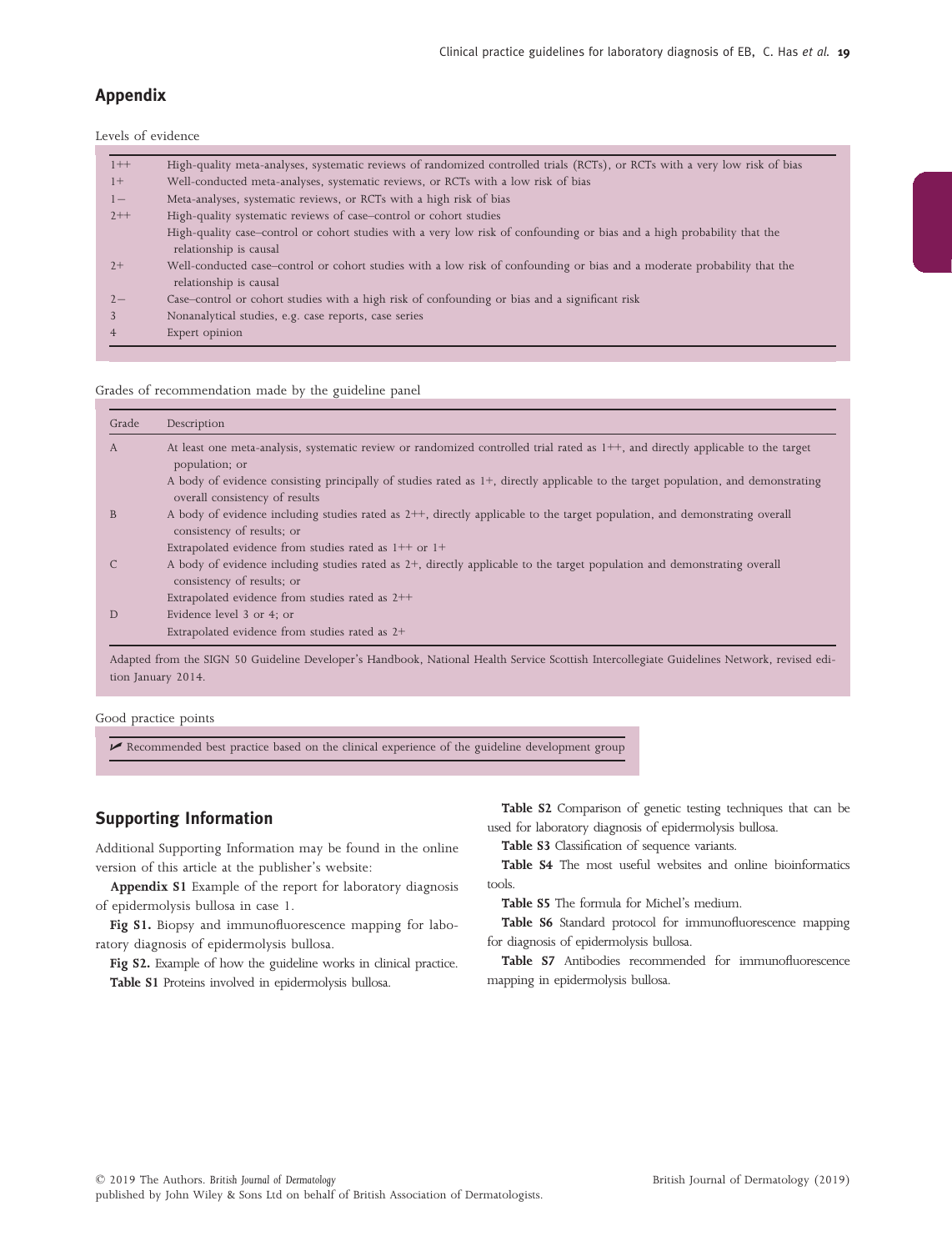## Appendix

Levels of evidence

| | |
|---|---|
| 1++ | High-quality meta-analyses, systematic reviews of randomized controlled trials (RCTs), or RCTs with a very low risk of bias |
| 1+ | Well-conducted meta-analyses, systematic reviews, or RCTs with a low risk of bias |
| 1− | Meta-analyses, systematic reviews, or RCTs with a high risk of bias |
| 2++ | High-quality systematic reviews of case–control or cohort studies<br>High-quality case–control or cohort studies with a very low risk of confounding or bias and a high probability that the relationship is causal |
| 2+ | Well-conducted case–control or cohort studies with a low risk of confounding or bias and a moderate probability that the relationship is causal |
| 2− | Case–control or cohort studies with a high risk of confounding or bias and a significant risk |
| 3 | Nonanalytical studies, e.g. case reports, case series |
| 4 | Expert opinion |

Grades of recommendation made by the guideline panel

| Grade | Description |
|---|---|
| A | At least one meta-analysis, systematic review or randomized controlled trial rated as 1++, and directly applicable to the target population; or<br>A body of evidence consisting principally of studies rated as 1+, directly applicable to the target population, and demonstrating overall consistency of results |
| B | A body of evidence including studies rated as 2++, directly applicable to the target population, and demonstrating overall consistency of results; or<br>Extrapolated evidence from studies rated as 1++ or 1+ |
| C | A body of evidence including studies rated as 2+, directly applicable to the target population and demonstrating overall consistency of results; or<br>Extrapolated evidence from studies rated as 2++ |
| D | Evidence level 3 or 4; or<br>Extrapolated evidence from studies rated as 2+ |

Adapted from the SIGN 50 Guideline Developer's Handbook, National Health Service Scottish Intercollegiate Guidelines Network, revised edition January 2014.

Good practice points

| |
|---|
| ✓ Recommended best practice based on the clinical experience of the guideline development group |

## Supporting Information

Additional Supporting Information may be found in the online version of this article at the publisher's website:

**Appendix S1** Example of the report for laboratory diagnosis of epidermolysis bullosa in case 1.

**Fig S1.** Biopsy and immunofluorescence mapping for laboratory diagnosis of epidermolysis bullosa.

**Fig S2.** Example of how the guideline works in clinical practice.

**Table S1** Proteins involved in epidermolysis bullosa.

**Table S2** Comparison of genetic testing techniques that can be used for laboratory diagnosis of epidermolysis bullosa.

**Table S3** Classification of sequence variants.

**Table S4** The most useful websites and online bioinformatics tools.

**Table S5** The formula for Michel's medium.

**Table S6** Standard protocol for immunofluorescence mapping for diagnosis of epidermolysis bullosa.

**Table S7** Antibodies recommended for immunofluorescence mapping in epidermolysis bullosa.